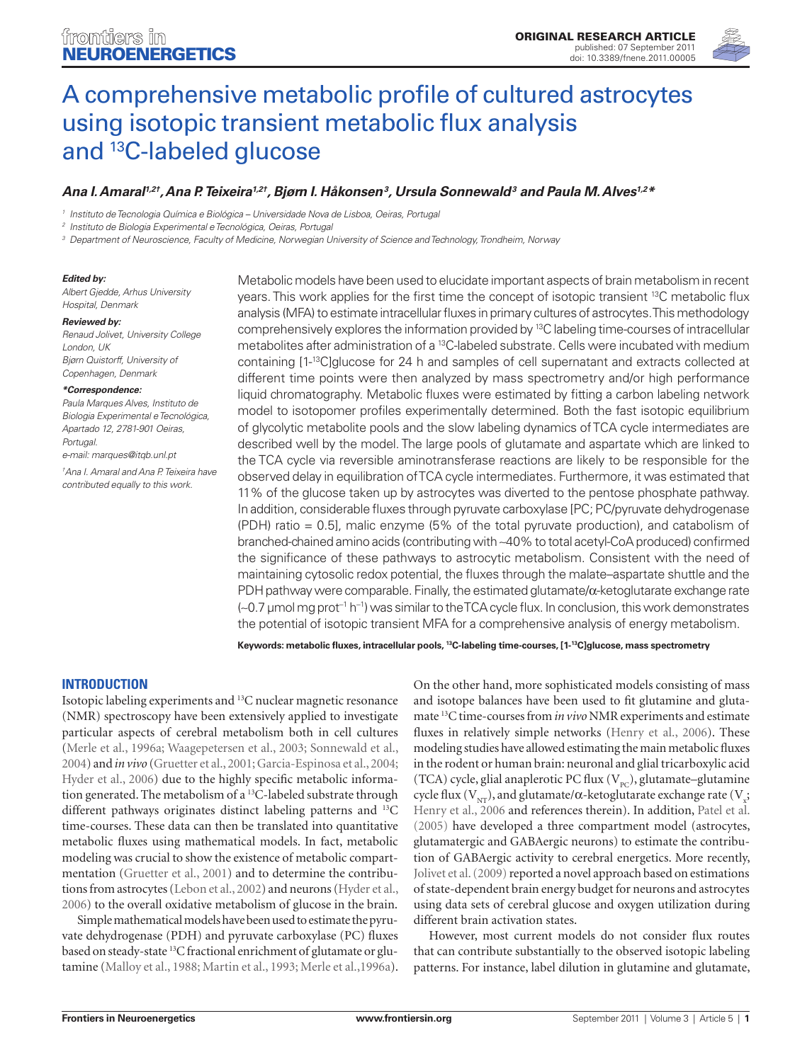# A comprehensive metabolic profile of cultured astrocytes using isotopic transient metabolic flux analysis and $^{13}$C-labeled glucose

***Ana I. Amaral[1,2†], Ana P. Teixeira[1,2†], Bjørn I. Håkonsen[3], Ursula Sonnewald[3] and Paula M. Alves[1,2]****

[1] *Instituto de Tecnologia Química e Biológica – Universidade Nova de Lisboa, Oeiras, Portugal*
[2] *Instituto de Biologia Experimental e Tecnológica, Oeiras, Portugal*
[3] *Department of Neuroscience, Faculty of Medicine, Norwegian University of Science and Technology, Trondheim, Norway*

***Edited by:***
*Albert Gjedde, Arhus University Hospital, Denmark*

***Reviewed by:***
*Renaud Jolivet, University College London, UK*
*Bjørn Quistorff, University of Copenhagen, Denmark*

***\*Correspondence:***
*Paula Marques Alves, Instituto de Biologia Experimental e Tecnológica, Apartado 12, 2781-901 Oeiras, Portugal.*
*e-mail: marques@itqb.unl.pt*

*†Ana I. Amaral and Ana P. Teixeira have contributed equally to this work.*

Metabolic models have been used to elucidate important aspects of brain metabolism in recent years. This work applies for the first time the concept of isotopic transient $^{13}$C metabolic flux analysis (MFA) to estimate intracellular fluxes in primary cultures of astrocytes. This methodology comprehensively explores the information provided by $^{13}$C labeling time-courses of intracellular metabolites after administration of a $^{13}$C-labeled substrate. Cells were incubated with medium containing [1-$^{13}$C]glucose for 24 h and samples of cell supernatant and extracts collected at different time points were then analyzed by mass spectrometry and/or high performance liquid chromatography. Metabolic fluxes were estimated by fitting a carbon labeling network model to isotopomer profiles experimentally determined. Both the fast isotopic equilibrium of glycolytic metabolite pools and the slow labeling dynamics of TCA cycle intermediates are described well by the model. The large pools of glutamate and aspartate which are linked to the TCA cycle via reversible aminotransferase reactions are likely to be responsible for the observed delay in equilibration of TCA cycle intermediates. Furthermore, it was estimated that 11% of the glucose taken up by astrocytes was diverted to the pentose phosphate pathway. In addition, considerable fluxes through pyruvate carboxylase [PC; PC/pyruvate dehydrogenase (PDH) ratio = 0.5], malic enzyme (5% of the total pyruvate production), and catabolism of branched-chained amino acids (contributing with ~40% to total acetyl-CoA produced) confirmed the significance of these pathways to astrocytic metabolism. Consistent with the need of maintaining cytosolic redox potential, the fluxes through the malate–aspartate shuttle and the PDH pathway were comparable. Finally, the estimated glutamate/α-ketoglutarate exchange rate (~0.7 μmol mg prot$^{-1}$ h$^{-1}$) was similar to the TCA cycle flux. In conclusion, this work demonstrates the potential of isotopic transient MFA for a comprehensive analysis of energy metabolism.

**Keywords: metabolic fluxes, intracellular pools, $^{13}$C-labeling time-courses, [1-$^{13}$C]glucose, mass spectrometry**

## INTRODUCTION

Isotopic labeling experiments and $^{13}$C nuclear magnetic resonance (NMR) spectroscopy have been extensively applied to investigate particular aspects of cerebral metabolism both in cell cultures (Merle et al., 1996a; Waagepetersen et al., 2003; Sonnewald et al., 2004) and *in vivo* (Gruetter et al., 2001; Garcia-Espinosa et al., 2004; Hyder et al., 2006) due to the highly specific metabolic information generated. The metabolism of a $^{13}$C-labeled substrate through different pathways originates distinct labeling patterns and $^{13}$C time-courses. These data can then be translated into quantitative metabolic fluxes using mathematical models. In fact, metabolic modeling was crucial to show the existence of metabolic compartmentation (Gruetter et al., 2001) and to determine the contributions from astrocytes (Lebon et al., 2002) and neurons (Hyder et al., 2006) to the overall oxidative metabolism of glucose in the brain.

Simple mathematical models have been used to estimate the pyruvate dehydrogenase (PDH) and pyruvate carboxylase (PC) fluxes based on steady-state $^{13}$C fractional enrichment of glutamate or glutamine (Malloy et al., 1988; Martin et al., 1993; Merle et al.,1996a). On the other hand, more sophisticated models consisting of mass and isotope balances have been used to fit glutamine and glutamate $^{13}$C time-courses from *in vivo* NMR experiments and estimate fluxes in relatively simple networks (Henry et al., 2006). These modeling studies have allowed estimating the main metabolic fluxes in the rodent or human brain: neuronal and glial tricarboxylic acid (TCA) cycle, glial anaplerotic PC flux ($V_{PC}$), glutamate–glutamine cycle flux ($V_{NT}$), and glutamate/α-ketoglutarate exchange rate ($V_x$; Henry et al., 2006 and references therein). In addition, Patel et al. (2005) have developed a three compartment model (astrocytes, glutamatergic and GABAergic neurons) to estimate the contribution of GABAergic activity to cerebral energetics. More recently, Jolivet et al. (2009) reported a novel approach based on estimations of state-dependent brain energy budget for neurons and astrocytes using data sets of cerebral glucose and oxygen utilization during different brain activation states.

However, most current models do not consider flux routes that can contribute substantially to the observed isotopic labeling patterns. For instance, label dilution in glutamine and glutamate,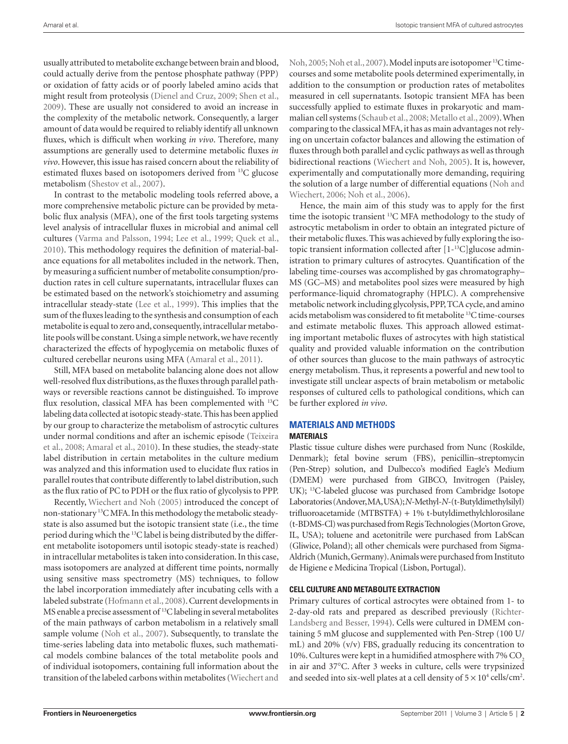usually attributed to metabolite exchange between brain and blood, could actually derive from the pentose phosphate pathway (PPP) or oxidation of fatty acids or of poorly labeled amino acids that might result from proteolysis (Dienel and Cruz, 2009; Shen et al., 2009). These are usually not considered to avoid an increase in the complexity of the metabolic network. Consequently, a larger amount of data would be required to reliably identify all unknown fluxes, which is difficult when working *in vivo*. Therefore, many assumptions are generally used to determine metabolic fluxes *in vivo*. However, this issue has raised concern about the reliability of estimated fluxes based on isotopomers derived from $^{13}$C glucose metabolism (Shestov et al., 2007).

In contrast to the metabolic modeling tools referred above, a more comprehensive metabolic picture can be provided by metabolic flux analysis (MFA), one of the first tools targeting systems level analysis of intracellular fluxes in microbial and animal cell cultures (Varma and Palsson, 1994; Lee et al., 1999; Quek et al., 2010). This methodology requires the definition of material-balance equations for all metabolites included in the network. Then, by measuring a sufficient number of metabolite consumption/production rates in cell culture supernatants, intracellular fluxes can be estimated based on the network's stoichiometry and assuming intracellular steady-state (Lee et al., 1999). This implies that the sum of the fluxes leading to the synthesis and consumption of each metabolite is equal to zero and, consequently, intracellular metabolite pools will be constant. Using a simple network, we have recently characterized the effects of hypoglycemia on metabolic fluxes of cultured cerebellar neurons using MFA (Amaral et al., 2011).

Still, MFA based on metabolite balancing alone does not allow well-resolved flux distributions, as the fluxes through parallel pathways or reversible reactions cannot be distinguished. To improve flux resolution, classical MFA has been complemented with $^{13}$C labeling data collected at isotopic steady-state. This has been applied by our group to characterize the metabolism of astrocytic cultures under normal conditions and after an ischemic episode (Teixeira et al., 2008; Amaral et al., 2010). In these studies, the steady-state label distribution in certain metabolites in the culture medium was analyzed and this information used to elucidate flux ratios in parallel routes that contribute differently to label distribution, such as the flux ratio of PC to PDH or the flux ratio of glycolysis to PPP.

Recently, Wiechert and Noh (2005) introduced the concept of non-stationary $^{13}$C MFA. In this methodology the metabolic steady-state is also assumed but the isotopic transient state (i.e., the time period during which the $^{13}$C label is being distributed by the different metabolite isotopomers until isotopic steady-state is reached) in intracellular metabolites is taken into consideration. In this case, mass isotopomers are analyzed at different time points, normally using sensitive mass spectrometry (MS) techniques, to follow the label incorporation immediately after incubating cells with a labeled substrate (Hofmann et al., 2008). Current developments in MS enable a precise assessment of $^{13}$C labeling in several metabolites of the main pathways of carbon metabolism in a relatively small sample volume (Noh et al., 2007). Subsequently, to translate the time-series labeling data into metabolic fluxes, such mathematical models combine balances of the total metabolite pools and of individual isotopomers, containing full information about the transition of the labeled carbons within metabolites (Wiechert and Noh, 2005; Noh et al., 2007). Model inputs are isotopomer $^{13}$C time-courses and some metabolite pools determined experimentally, in addition to the consumption or production rates of metabolites measured in cell supernatants. Isotopic transient MFA has been successfully applied to estimate fluxes in prokaryotic and mammalian cell systems (Schaub et al., 2008; Metallo et al., 2009). When comparing to the classical MFA, it has as main advantages not relying on uncertain cofactor balances and allowing the estimation of fluxes through both parallel and cyclic pathways as well as through bidirectional reactions (Wiechert and Noh, 2005). It is, however, experimentally and computationally more demanding, requiring the solution of a large number of differential equations (Noh and Wiechert, 2006; Noh et al., 2006).

Hence, the main aim of this study was to apply for the first time the isotopic transient $^{13}$C MFA methodology to the study of astrocytic metabolism in order to obtain an integrated picture of their metabolic fluxes. This was achieved by fully exploring the isotopic transient information collected after [1-$^{13}$C]glucose administration to primary cultures of astrocytes. Quantification of the labeling time-courses was accomplished by gas chromatography–MS (GC–MS) and metabolites pool sizes were measured by high performance-liquid chromatography (HPLC). A comprehensive metabolic network including glycolysis, PPP, TCA cycle, and amino acids metabolism was considered to fit metabolite $^{13}$C time-courses and estimate metabolic fluxes. This approach allowed estimating important metabolic fluxes of astrocytes with high statistical quality and provided valuable information on the contribution of other sources than glucose to the main pathways of astrocytic energy metabolism. Thus, it represents a powerful and new tool to investigate still unclear aspects of brain metabolism or metabolic responses of cultured cells to pathological conditions, which can be further explored *in vivo*.

## MATERIALS AND METHODS

### MATERIALS

Plastic tissue culture dishes were purchased from Nunc (Roskilde, Denmark); fetal bovine serum (FBS), penicillin–streptomycin (Pen-Strep) solution, and Dulbecco's modified Eagle's Medium (DMEM) were purchased from GIBCO, Invitrogen (Paisley, UK); $^{13}$C-labeled glucose was purchased from Cambridge Isotope Laboratories (Andover, MA, USA); *N*-Methyl-*N*-(t-Butyldimethylsilyl) trifluoroacetamide (MTBSTFA) + 1% t-butyldimethylchlorosilane (t-BDMS-Cl) was purchased from Regis Technologies (Morton Grove, IL, USA); toluene and acetonitrile were purchased from LabScan (Gliwice, Poland); all other chemicals were purchased from Sigma-Aldrich (Munich, Germany). Animals were purchased from Instituto de Higiene e Medicina Tropical (Lisbon, Portugal).

### CELL CULTURE AND METABOLITE EXTRACTION

Primary cultures of cortical astrocytes were obtained from 1- to 2-day-old rats and prepared as described previously (Richter-Landsberg and Besser, 1994). Cells were cultured in DMEM containing 5 mM glucose and supplemented with Pen-Strep (100 U/mL) and 20% (v/v) FBS, gradually reducing its concentration to 10%. Cultures were kept in a humidified atmosphere with 7% $CO_2$ in air and 37°C. After 3 weeks in culture, cells were trypsinized and seeded into six-well plates at a cell density of $5 \times 10^4$ cells/cm$^2$.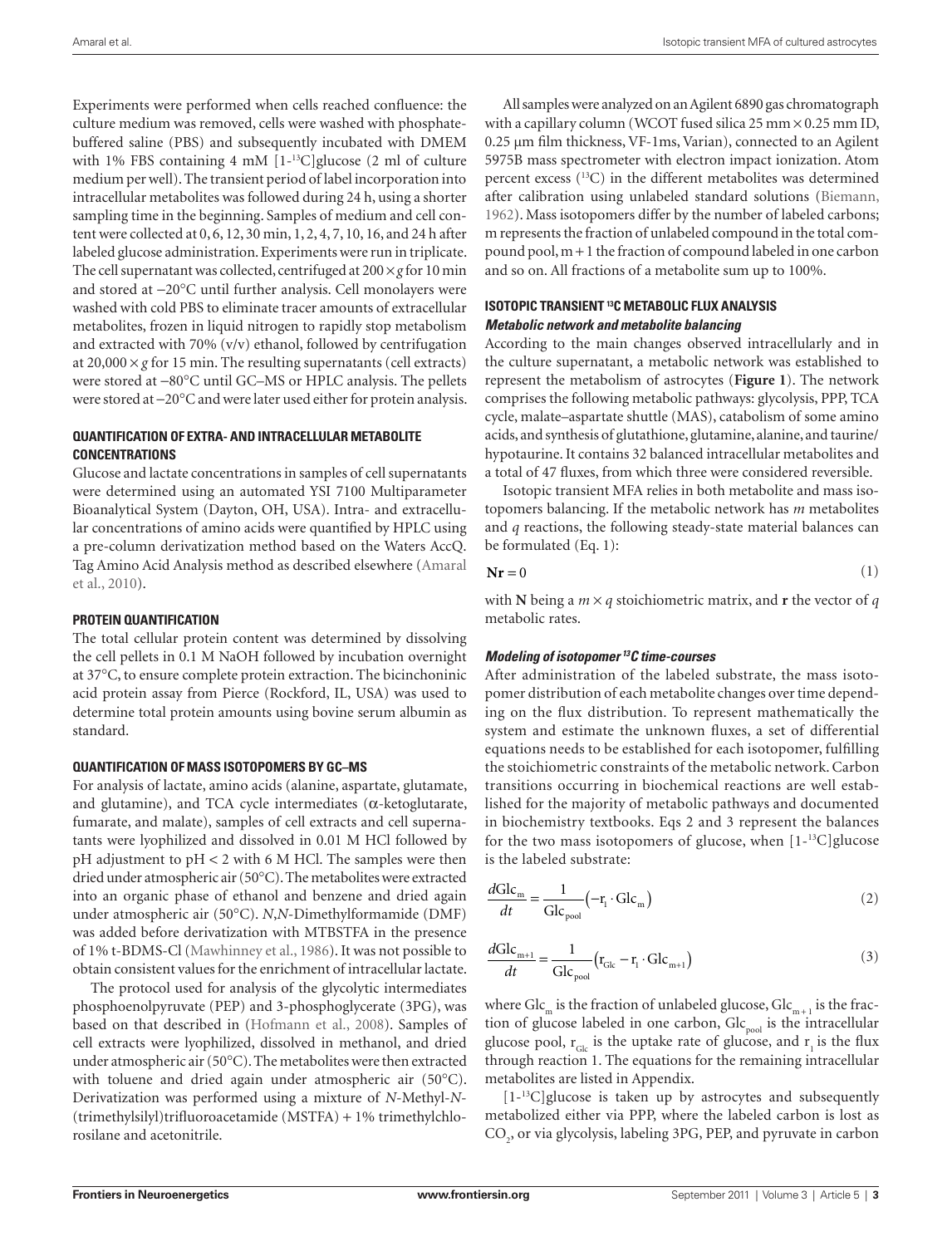Experiments were performed when cells reached confluence: the culture medium was removed, cells were washed with phosphate-buffered saline (PBS) and subsequently incubated with DMEM with 1% FBS containing 4 mM [1-$^{13}$C]glucose (2 ml of culture medium per well). The transient period of label incorporation into intracellular metabolites was followed during 24 h, using a shorter sampling time in the beginning. Samples of medium and cell content were collected at 0, 6, 12, 30 min, 1, 2, 4, 7, 10, 16, and 24 h after labeled glucose administration. Experiments were run in triplicate. The cell supernatant was collected, centrifuged at 200 × *g* for 10 min and stored at −20°C until further analysis. Cell monolayers were washed with cold PBS to eliminate tracer amounts of extracellular metabolites, frozen in liquid nitrogen to rapidly stop metabolism and extracted with 70% (v/v) ethanol, followed by centrifugation at 20,000 × *g* for 15 min. The resulting supernatants (cell extracts) were stored at −80°C until GC–MS or HPLC analysis. The pellets were stored at −20°C and were later used either for protein analysis.

### QUANTIFICATION OF EXTRA- AND INTRACELLULAR METABOLITE CONCENTRATIONS

Glucose and lactate concentrations in samples of cell supernatants were determined using an automated YSI 7100 Multiparameter Bioanalytical System (Dayton, OH, USA). Intra- and extracellular concentrations of amino acids were quantified by HPLC using a pre-column derivatization method based on the Waters AccQ. Tag Amino Acid Analysis method as described elsewhere (Amaral et al., 2010).

### PROTEIN QUANTIFICATION

The total cellular protein content was determined by dissolving the cell pellets in 0.1 M NaOH followed by incubation overnight at 37°C, to ensure complete protein extraction. The bicinchoninic acid protein assay from Pierce (Rockford, IL, USA) was used to determine total protein amounts using bovine serum albumin as standard.

### QUANTIFICATION OF MASS ISOTOPOMERS BY GC–MS

For analysis of lactate, amino acids (alanine, aspartate, glutamate, and glutamine), and TCA cycle intermediates (α-ketoglutarate, fumarate, and malate), samples of cell extracts and cell supernatants were lyophilized and dissolved in 0.01 M HCl followed by pH adjustment to pH < 2 with 6 M HCl. The samples were then dried under atmospheric air (50°C). The metabolites were extracted into an organic phase of ethanol and benzene and dried again under atmospheric air (50°C). *N*,*N*-Dimethylformamide (DMF) was added before derivatization with MTBSTFA in the presence of 1% t-BDMS-Cl (Mawhinney et al., 1986). It was not possible to obtain consistent values for the enrichment of intracellular lactate.

The protocol used for analysis of the glycolytic intermediates phosphoenolpyruvate (PEP) and 3-phosphoglycerate (3PG), was based on that described in (Hofmann et al., 2008). Samples of cell extracts were lyophilized, dissolved in methanol, and dried under atmospheric air (50°C). The metabolites were then extracted with toluene and dried again under atmospheric air (50°C). Derivatization was performed using a mixture of *N*-Methyl-*N*-(trimethylsilyl)trifluoroacetamide (MSTFA) + 1% trimethylchlorosilane and acetonitrile.

All samples were analyzed on an Agilent 6890 gas chromatograph with a capillary column (WCOT fused silica 25 mm × 0.25 mm ID, 0.25 μm film thickness, VF-1ms, Varian), connected to an Agilent 5975B mass spectrometer with electron impact ionization. Atom percent excess ($^{13}$C) in the different metabolites was determined after calibration using unlabeled standard solutions (Biemann, 1962). Mass isotopomers differ by the number of labeled carbons; m represents the fraction of unlabeled compound in the total compound pool, m + 1 the fraction of compound labeled in one carbon and so on. All fractions of a metabolite sum up to 100%.

### ISOTOPIC TRANSIENT $^{13}$C METABOLIC FLUX ANALYSIS

#### *Metabolic network and metabolite balancing*

According to the main changes observed intracellularly and in the culture supernatant, a metabolic network was established to represent the metabolism of astrocytes (**Figure 1**). The network comprises the following metabolic pathways: glycolysis, PPP, TCA cycle, malate–aspartate shuttle (MAS), catabolism of some amino acids, and synthesis of glutathione, glutamine, alanine, and taurine/hypotaurine. It contains 32 balanced intracellular metabolites and a total of 47 fluxes, from which three were considered reversible.

Isotopic transient MFA relies in both metabolite and mass isotopomers balancing. If the metabolic network has $m$ metabolites and $q$ reactions, the following steady-state material balances can be formulated (Eq. 1):

$$\mathbf{Nr} = 0 \tag{1}$$

with $\mathbf{N}$ being a $m \times q$ stoichiometric matrix, and $\mathbf{r}$ the vector of $q$ metabolic rates.

#### *Modeling of isotopomer $^{13}$C time-courses*

After administration of the labeled substrate, the mass isotopomer distribution of each metabolite changes over time depending on the flux distribution. To represent mathematically the system and estimate the unknown fluxes, a set of differential equations needs to be established for each isotopomer, fulfilling the stoichiometric constraints of the metabolic network. Carbon transitions occurring in biochemical reactions are well established for the majority of metabolic pathways and documented in biochemistry textbooks. Eqs 2 and 3 represent the balances for the two mass isotopomers of glucose, when [1-$^{13}$C]glucose is the labeled substrate:

$$\frac{d\text{Glc}_{\text{m}}}{dt} = \frac{1}{\text{Glc}_{\text{pool}}}\left(-\text{r}_1 \cdot \text{Glc}_{\text{m}}\right) \tag{2}$$

$$\frac{d\text{Glc}_{\text{m+1}}}{dt} = \frac{1}{\text{Glc}_{\text{pool}}}\left(\text{r}_{\text{Glc}} - \text{r}_1 \cdot \text{Glc}_{\text{m+1}}\right) \tag{3}$$

where $\text{Glc}_{\text{m}}$ is the fraction of unlabeled glucose, $\text{Glc}_{\text{m+1}}$ is the fraction of glucose labeled in one carbon, $\text{Glc}_{\text{pool}}$ is the intracellular glucose pool, $\text{r}_{\text{Glc}}$ is the uptake rate of glucose, and $\text{r}_1$ is the flux through reaction 1. The equations for the remaining intracellular metabolites are listed in Appendix.

[1-$^{13}$C]glucose is taken up by astrocytes and subsequently metabolized either via PPP, where the labeled carbon is lost as $CO_2$, or via glycolysis, labeling 3PG, PEP, and pyruvate in carbon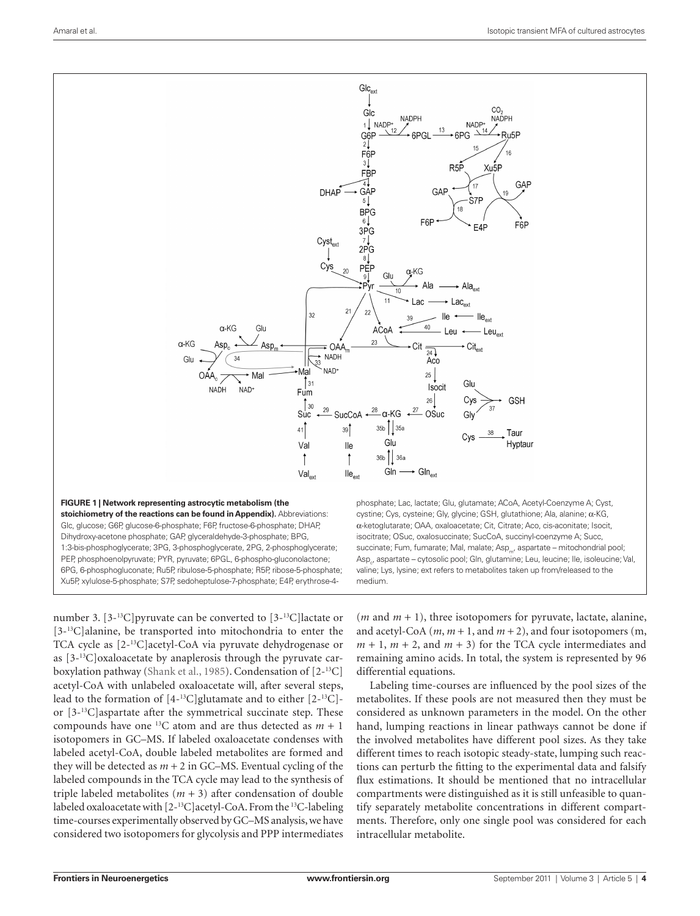**FIGURE 1 | Network representing astrocytic metabolism (the stoichiometry of the reactions can be found in Appendix).** Abbreviations: Glc, glucose; G6P, glucose-6-phosphate; F6P, fructose-6-phosphate; DHAP, Dihydroxy-acetone phosphate; GAP, glyceraldehyde-3-phosphate; BPG, 1:3-bis-phosphoglycerate; 3PG, 3-phosphoglycerate, 2PG, 2-phosphoglycerate; PEP, phosphoenolpyruvate; PYR, pyruvate; 6PGL, 6-phospho-gluconolactone; 6PG, 6-phosphogluconate; Ru5P, ribulose-5-phosphate; R5P, ribose-5-phosphate; Xu5P, xylulose-5-phosphate; S7P, sedoheptulose-7-phosphate; E4P, erythrose-4-phosphate; Lac, lactate; Glu, glutamate; ACoA, Acetyl-Coenzyme A; Cyst, cystine; Cys, cysteine; Gly, glycine; GSH, glutathione; Ala, alanine; α-KG, α-ketoglutarate; OAA, oxaloacetate; Cit, Citrate; Aco, cis-aconitate; Isocit, isocitrate; OSuc, oxalosuccinate; SucCoA, succinyl-coenzyme A; Succ, succinate; Fum, fumarate; Mal, malate; $Asp_m$, aspartate – mitochondrial pool; $Asp_c$, aspartate – cytosolic pool; Gln, glutamine; Leu, leucine; Ile, isoleucine; Val, valine; Lys, lysine; ext refers to metabolites taken up from/released to the medium.

number 3. [3-$^{13}$C]pyruvate can be converted to [3-$^{13}$C]lactate or [3-$^{13}$C]alanine, be transported into mitochondria to enter the TCA cycle as [2-$^{13}$C]acetyl-CoA via pyruvate dehydrogenase or as [3-$^{13}$C]oxaloacetate by anaplerosis through the pyruvate carboxylation pathway (Shank et al., 1985). Condensation of [2-$^{13}$C] acetyl-CoA with unlabeled oxaloacetate will, after several steps, lead to the formation of [4-$^{13}$C]glutamate and to either [2-$^{13}$C]- or [3-$^{13}$C]aspartate after the symmetrical succinate step. These compounds have one $^{13}$C atom and are thus detected as $m + 1$ isotopomers in GC–MS. If labeled oxaloacetate condenses with labeled acetyl-CoA, double labeled metabolites are formed and they will be detected as $m + 2$ in GC–MS. Eventual cycling of the labeled compounds in the TCA cycle may lead to the synthesis of triple labeled metabolites ($m + 3$) after condensation of double labeled oxaloacetate with [2-$^{13}$C]acetyl-CoA. From the $^{13}$C-labeling time-courses experimentally observed by GC–MS analysis, we have considered two isotopomers for glycolysis and PPP intermediates ($m$ and $m + 1$), three isotopomers for pyruvate, lactate, alanine, and acetyl-CoA ($m$, $m + 1$, and $m + 2$), and four isotopomers (m, $m + 1$, $m + 2$, and $m + 3$) for the TCA cycle intermediates and remaining amino acids. In total, the system is represented by 96 differential equations.

Labeling time-courses are influenced by the pool sizes of the metabolites. If these pools are not measured then they must be considered as unknown parameters in the model. On the other hand, lumping reactions in linear pathways cannot be done if the involved metabolites have different pool sizes. As they take different times to reach isotopic steady-state, lumping such reactions can perturb the fitting to the experimental data and falsify flux estimations. It should be mentioned that no intracellular compartments were distinguished as it is still unfeasible to quantify separately metabolite concentrations in different compartments. Therefore, only one single pool was considered for each intracellular metabolite.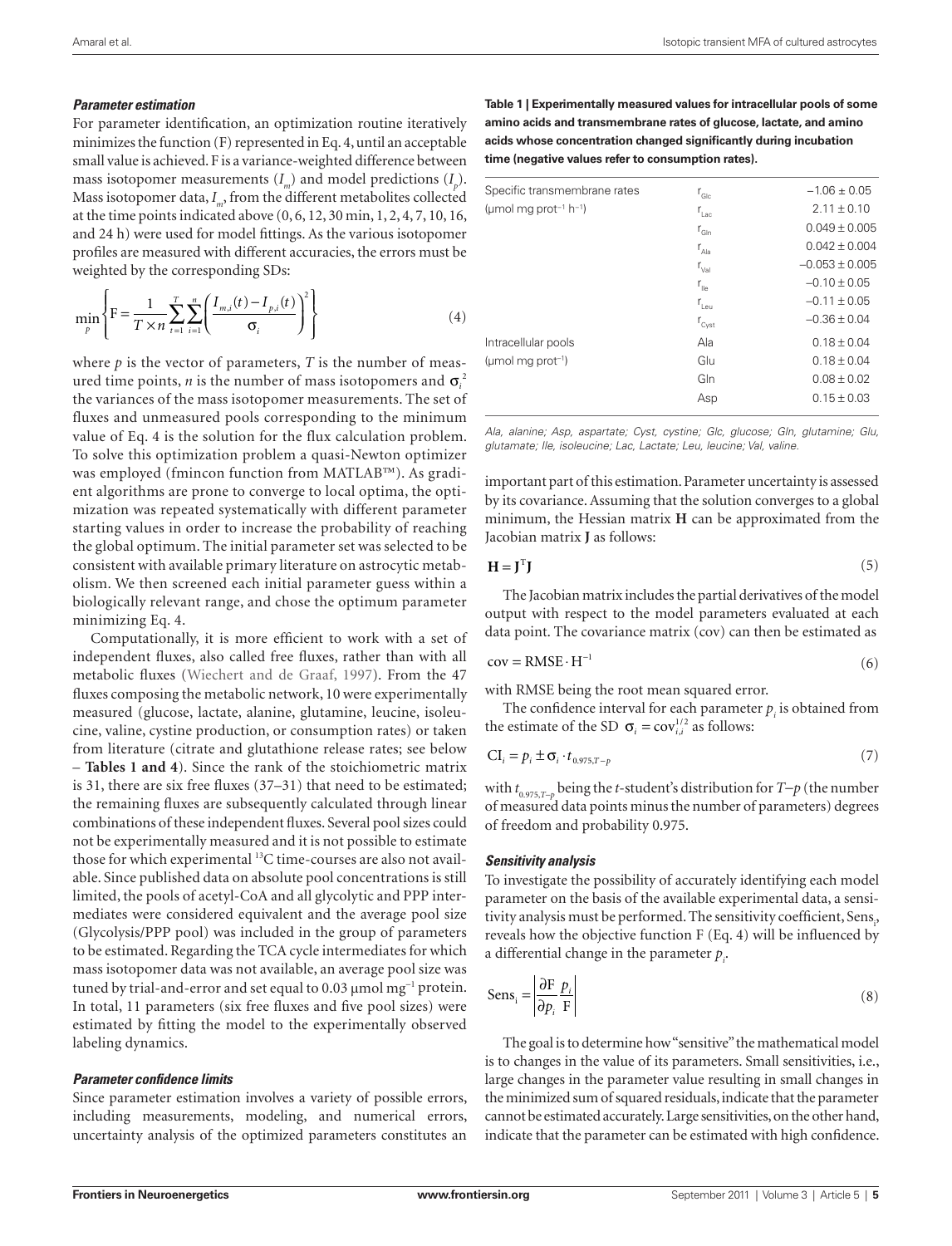### Parameter estimation

For parameter identification, an optimization routine iteratively minimizes the function (F) represented in Eq. 4, until an acceptable small value is achieved. F is a variance-weighted difference between mass isotopomer measurements ($I_m$) and model predictions ($I_p$). Mass isotopomer data, $I_m$, from the different metabolites collected at the time points indicated above (0, 6, 12, 30 min, 1, 2, 4, 7, 10, 16, and 24 h) were used for model fittings. As the various isotopomer profiles are measured with different accuracies, the errors must be weighted by the corresponding SDs:

$$\min_{p}\left\{ F = \frac{1}{T \times n}\sum_{t=1}^{T}\sum_{i=1}^{n}\left(\frac{I_{m,i}(t) - I_{p,i}(t)}{\sigma_i}\right)^2 \right\} \tag{4}$$

where $p$ is the vector of parameters, $T$ is the number of measured time points, $n$ is the number of mass isotopomers and $\sigma_i^2$ the variances of the mass isotopomer measurements. The set of fluxes and unmeasured pools corresponding to the minimum value of Eq. 4 is the solution for the flux calculation problem. To solve this optimization problem a quasi-Newton optimizer was employed (fmincon function from MATLAB™). As gradient algorithms are prone to converge to local optima, the optimization was repeated systematically with different parameter starting values in order to increase the probability of reaching the global optimum. The initial parameter set was selected to be consistent with available primary literature on astrocytic metabolism. We then screened each initial parameter guess within a biologically relevant range, and chose the optimum parameter minimizing Eq. 4.

Computationally, it is more efficient to work with a set of independent fluxes, also called free fluxes, rather than with all metabolic fluxes (Wiechert and de Graaf, 1997). From the 47 fluxes composing the metabolic network, 10 were experimentally measured (glucose, lactate, alanine, glutamine, leucine, isoleucine, valine, cystine production, or consumption rates) or taken from literature (citrate and glutathione release rates; see below – **Tables 1 and 4**). Since the rank of the stoichiometric matrix is 31, there are six free fluxes (37–31) that need to be estimated; the remaining fluxes are subsequently calculated through linear combinations of these independent fluxes. Several pool sizes could not be experimentally measured and it is not possible to estimate those for which experimental $^{13}C$ time-courses are also not available. Since published data on absolute pool concentrations is still limited, the pools of acetyl-CoA and all glycolytic and PPP intermediates were considered equivalent and the average pool size (Glycolysis/PPP pool) was included in the group of parameters to be estimated. Regarding the TCA cycle intermediates for which mass isotopomer data was not available, an average pool size was tuned by trial-and-error and set equal to 0.03 μmol mg$^{-1}$ protein. In total, 11 parameters (six free fluxes and five pool sizes) were estimated by fitting the model to the experimentally observed labeling dynamics.

### Parameter confidence limits

Since parameter estimation involves a variety of possible errors, including measurements, modeling, and numerical errors, uncertainty analysis of the optimized parameters constitutes an important part of this estimation. Parameter uncertainty is assessed by its covariance. Assuming that the solution converges to a global minimum, the Hessian matrix **H** can be approximated from the Jacobian matrix **J** as follows:

$$\mathbf{H} = \mathbf{J}^{T}\mathbf{J} \tag{5}$$

The Jacobian matrix includes the partial derivatives of the model output with respect to the model parameters evaluated at each data point. The covariance matrix (cov) can then be estimated as

$$\text{cov} = \text{RMSE} \cdot \text{H}^{-1} \tag{6}$$

with RMSE being the root mean squared error.

The confidence interval for each parameter $p_i$ is obtained from the estimate of the SD $\sigma_i = \text{cov}_{i,i}^{1/2}$ as follows:

$$\text{CI}_i = p_i \pm \sigma_i \cdot t_{0.975,T-p} \tag{7}$$

with $t_{0.975,T-p}$ being the *t*-student's distribution for $T-p$ (the number of measured data points minus the number of parameters) degrees of freedom and probability 0.975.

### Sensitivity analysis

To investigate the possibility of accurately identifying each model parameter on the basis of the available experimental data, a sensitivity analysis must be performed. The sensitivity coefficient, $\text{Sens}_i$, reveals how the objective function F (Eq. 4) will be influenced by a differential change in the parameter $p_i$.

$$\text{Sens}_i = \left|\frac{\partial \text{F}}{\partial p_i}\frac{p_i}{\text{F}}\right| \tag{8}$$

The goal is to determine how "sensitive" the mathematical model is to changes in the value of its parameters. Small sensitivities, i.e., large changes in the parameter value resulting in small changes in the minimized sum of squared residuals, indicate that the parameter cannot be estimated accurately. Large sensitivities, on the other hand, indicate that the parameter can be estimated with high confidence.

**Table 1 | Experimentally measured values for intracellular pools of some amino acids and transmembrane rates of glucose, lactate, and amino acids whose concentration changed significantly during incubation time (negative values refer to consumption rates).**

| | | |
|---|---|---|
| Specific transmembrane rates | $r_{Glc}$ | −1.06 ± 0.05 |
| (μmol mg prot$^{-1}$ h$^{-1}$) | $r_{Lac}$ | 2.11 ± 0.10 |
| | $r_{Gln}$ | 0.049 ± 0.005 |
| | $r_{Ala}$ | 0.042 ± 0.004 |
| | $r_{Val}$ | −0.053 ± 0.005 |
| | $r_{Ile}$ | −0.10 ± 0.05 |
| | $r_{Leu}$ | −0.11 ± 0.05 |
| | $r_{Cyst}$ | −0.36 ± 0.04 |
| Intracellular pools | Ala | 0.18 ± 0.04 |
| (μmol mg prot$^{-1}$) | Glu | 0.18 ± 0.04 |
| | Gln | 0.08 ± 0.02 |
| | Asp | 0.15 ± 0.03 |

*Ala, alanine; Asp, aspartate; Cyst, cystine; Glc, glucose; Gln, glutamine; Glu, glutamate; Ile, isoleucine; Lac, Lactate; Leu, leucine; Val, valine.*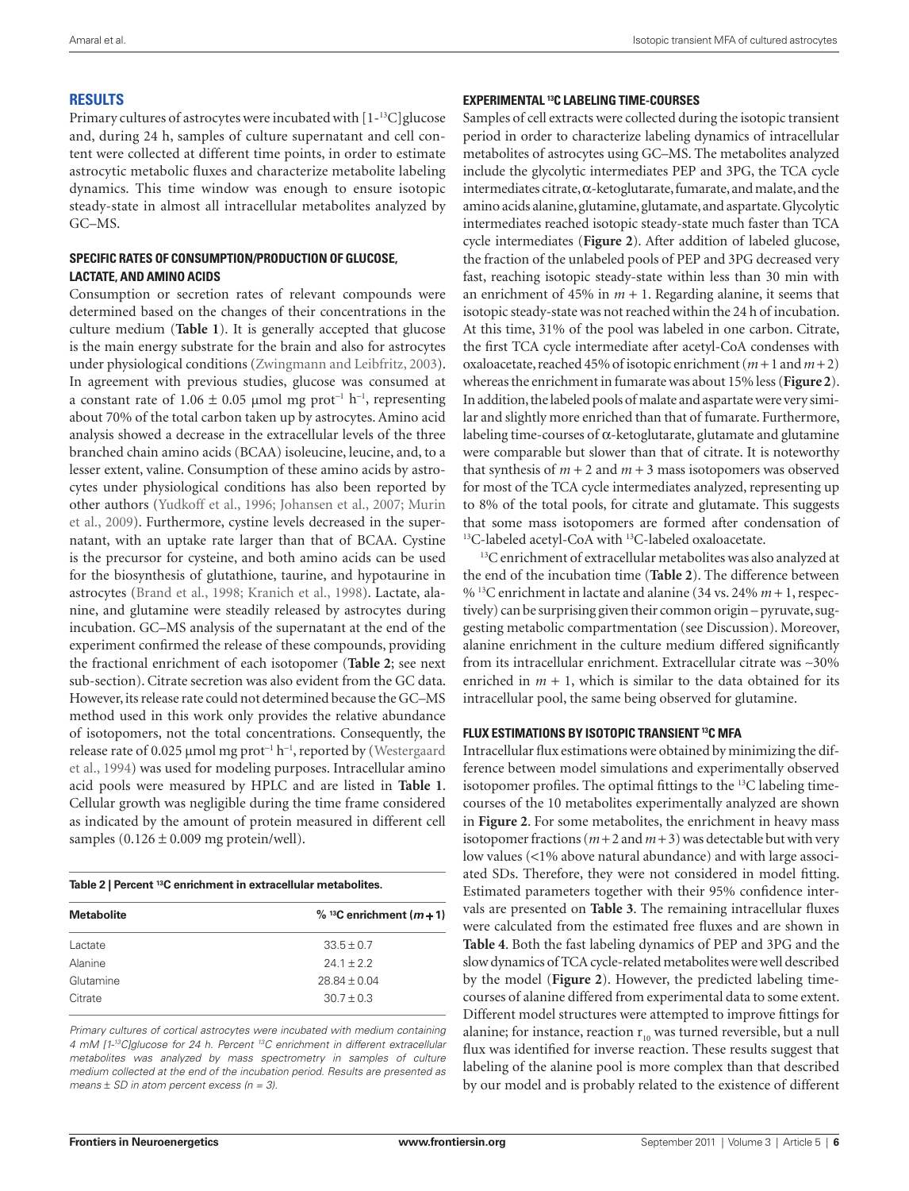## RESULTS

Primary cultures of astrocytes were incubated with [1-$^{13}$C]glucose and, during 24 h, samples of culture supernatant and cell content were collected at different time points, in order to estimate astrocytic metabolic fluxes and characterize metabolite labeling dynamics. This time window was enough to ensure isotopic steady-state in almost all intracellular metabolites analyzed by GC–MS.

### SPECIFIC RATES OF CONSUMPTION/PRODUCTION OF GLUCOSE, LACTATE, AND AMINO ACIDS

Consumption or secretion rates of relevant compounds were determined based on the changes of their concentrations in the culture medium (**Table 1**). It is generally accepted that glucose is the main energy substrate for the brain and also for astrocytes under physiological conditions (Zwingmann and Leibfritz, 2003). In agreement with previous studies, glucose was consumed at a constant rate of 1.06 ± 0.05 μmol mg prot$^{-1}$ h$^{-1}$, representing about 70% of the total carbon taken up by astrocytes. Amino acid analysis showed a decrease in the extracellular levels of the three branched chain amino acids (BCAA) isoleucine, leucine, and, to a lesser extent, valine. Consumption of these amino acids by astrocytes under physiological conditions has also been reported by other authors (Yudkoff et al., 1996; Johansen et al., 2007; Murin et al., 2009). Furthermore, cystine levels decreased in the supernatant, with an uptake rate larger than that of BCAA. Cystine is the precursor for cysteine, and both amino acids can be used for the biosynthesis of glutathione, taurine, and hypotaurine in astrocytes (Brand et al., 1998; Kranich et al., 1998). Lactate, alanine, and glutamine were steadily released by astrocytes during incubation. GC–MS analysis of the supernatant at the end of the experiment confirmed the release of these compounds, providing the fractional enrichment of each isotopomer (**Table 2**; see next sub-section). Citrate secretion was also evident from the GC data. However, its release rate could not determined because the GC–MS method used in this work only provides the relative abundance of isotopomers, not the total concentrations. Consequently, the release rate of 0.025 μmol mg prot$^{-1}$ h$^{-1}$, reported by (Westergaard et al., 1994) was used for modeling purposes. Intracellular amino acid pools were measured by HPLC and are listed in **Table 1**. Cellular growth was negligible during the time frame considered as indicated by the amount of protein measured in different cell samples (0.126 ± 0.009 mg protein/well).

**Table 2 | Percent $^{13}$C enrichment in extracellular metabolites.**

| Metabolite | % $^{13}$C enrichment ($m + 1$) |
|---|---|
| Lactate | 33.5 ± 0.7 |
| Alanine | 24.1 ± 2.2 |
| Glutamine | 28.84 ± 0.04 |
| Citrate | 30.7 ± 0.3 |

*Primary cultures of cortical astrocytes were incubated with medium containing 4 mM [1-$^{13}$C]glucose for 24 h. Percent $^{13}$C enrichment in different extracellular metabolites was analyzed by mass spectrometry in samples of culture medium collected at the end of the incubation period. Results are presented as means ± SD in atom percent excess (n = 3).*

### EXPERIMENTAL $^{13}$C LABELING TIME-COURSES

Samples of cell extracts were collected during the isotopic transient period in order to characterize labeling dynamics of intracellular metabolites of astrocytes using GC–MS. The metabolites analyzed include the glycolytic intermediates PEP and 3PG, the TCA cycle intermediates citrate, α-ketoglutarate, fumarate, and malate, and the amino acids alanine, glutamine, glutamate, and aspartate. Glycolytic intermediates reached isotopic steady-state much faster than TCA cycle intermediates (**Figure 2**). After addition of labeled glucose, the fraction of the unlabeled pools of PEP and 3PG decreased very fast, reaching isotopic steady-state within less than 30 min with an enrichment of 45% in $m + 1$. Regarding alanine, it seems that isotopic steady-state was not reached within the 24 h of incubation. At this time, 31% of the pool was labeled in one carbon. Citrate, the first TCA cycle intermediate after acetyl-CoA condenses with oxaloacetate, reached 45% of isotopic enrichment ($m + 1$ and $m + 2$) whereas the enrichment in fumarate was about 15% less (**Figure 2**). In addition, the labeled pools of malate and aspartate were very similar and slightly more enriched than that of fumarate. Furthermore, labeling time-courses of α-ketoglutarate, glutamate and glutamine were comparable but slower than that of citrate. It is noteworthy that synthesis of $m + 2$ and $m + 3$ mass isotopomers was observed for most of the TCA cycle intermediates analyzed, representing up to 8% of the total pools, for citrate and glutamate. This suggests that some mass isotopomers are formed after condensation of $^{13}$C-labeled acetyl-CoA with $^{13}$C-labeled oxaloacetate.

$^{13}$C enrichment of extracellular metabolites was also analyzed at the end of the incubation time (**Table 2**). The difference between % $^{13}$C enrichment in lactate and alanine (34 vs. 24% $m + 1$, respectively) can be surprising given their common origin – pyruvate, suggesting metabolic compartmentation (see Discussion). Moreover, alanine enrichment in the culture medium differed significantly from its intracellular enrichment. Extracellular citrate was ~30% enriched in $m + 1$, which is similar to the data obtained for its intracellular pool, the same being observed for glutamine.

### FLUX ESTIMATIONS BY ISOTOPIC TRANSIENT $^{13}$C MFA

Intracellular flux estimations were obtained by minimizing the difference between model simulations and experimentally observed isotopomer profiles. The optimal fittings to the $^{13}$C labeling time-courses of the 10 metabolites experimentally analyzed are shown in **Figure 2**. For some metabolites, the enrichment in heavy mass isotopomer fractions ($m + 2$ and $m + 3$) was detectable but with very low values (<1% above natural abundance) and with large associated SDs. Therefore, they were not considered in model fitting. Estimated parameters together with their 95% confidence intervals are presented on **Table 3**. The remaining intracellular fluxes were calculated from the estimated free fluxes and are shown in **Table 4**. Both the fast labeling dynamics of PEP and 3PG and the slow dynamics of TCA cycle-related metabolites were well described by the model (**Figure 2**). However, the predicted labeling time-courses of alanine differed from experimental data to some extent. Different model structures were attempted to improve fittings for alanine; for instance, reaction $r_{10}$ was turned reversible, but a null flux was identified for inverse reaction. These results suggest that labeling of the alanine pool is more complex than that described by our model and is probably related to the existence of different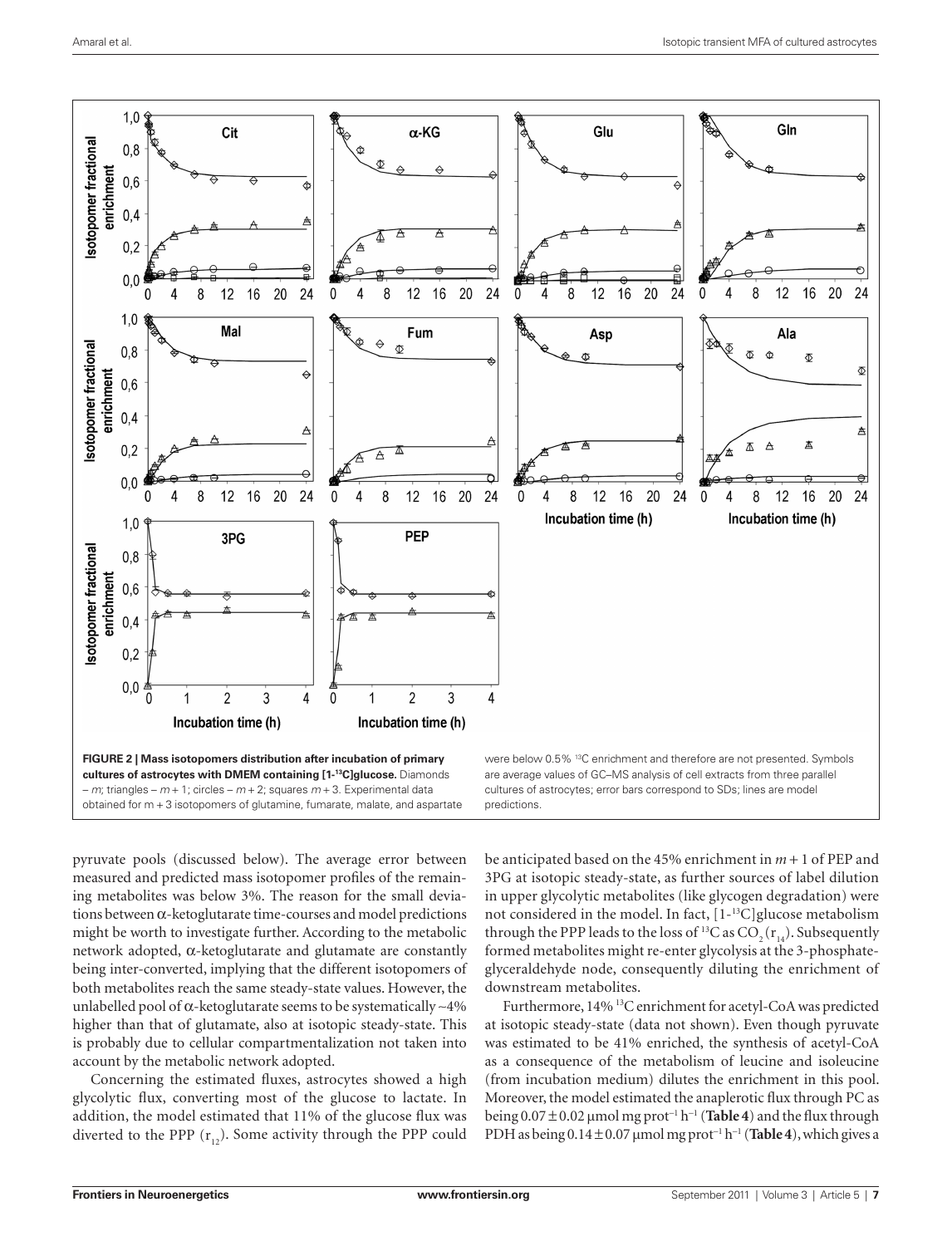FIGURE 2 | Mass isotopomers distribution after incubation of primary cultures of astrocytes with DMEM containing [1-$^{13}$C]glucose. Diamonds – *m*; triangles – *m* + 1; circles – *m* + 2; squares *m* + 3. Experimental data obtained for m + 3 isotopomers of glutamine, fumarate, malate, and aspartate were below 0.5% $^{13}$C enrichment and therefore are not presented. Symbols are average values of GC–MS analysis of cell extracts from three parallel cultures of astrocytes; error bars correspond to SDs; lines are model predictions.

pyruvate pools (discussed below). The average error between measured and predicted mass isotopomer profiles of the remaining metabolites was below 3%. The reason for the small deviations between α-ketoglutarate time-courses and model predictions might be worth to investigate further. According to the metabolic network adopted, α-ketoglutarate and glutamate are constantly being inter-converted, implying that the different isotopomers of both metabolites reach the same steady-state values. However, the unlabelled pool of α-ketoglutarate seems to be systematically ~4% higher than that of glutamate, also at isotopic steady-state. This is probably due to cellular compartmentalization not taken into account by the metabolic network adopted.

Concerning the estimated fluxes, astrocytes showed a high glycolytic flux, converting most of the glucose to lactate. In addition, the model estimated that 11% of the glucose flux was diverted to the PPP ($r_{12}$). Some activity through the PPP could be anticipated based on the 45% enrichment in *m* + 1 of PEP and 3PG at isotopic steady-state, as further sources of label dilution in upper glycolytic metabolites (like glycogen degradation) were not considered in the model. In fact, [1-$^{13}$C]glucose metabolism through the PPP leads to the loss of $^{13}$C as $CO_2$ ($r_{14}$). Subsequently formed metabolites might re-enter glycolysis at the 3-phosphate-glyceraldehyde node, consequently diluting the enrichment of downstream metabolites.

Furthermore, 14% $^{13}$C enrichment for acetyl-CoA was predicted at isotopic steady-state (data not shown). Even though pyruvate was estimated to be 41% enriched, the synthesis of acetyl-CoA as a consequence of the metabolism of leucine and isoleucine (from incubation medium) dilutes the enrichment in this pool. Moreover, the model estimated the anaplerotic flux through PC as being $0.07 \pm 0.02$ μmol mg prot$^{-1}$ h$^{-1}$ (**Table 4**) and the flux through PDH as being $0.14 \pm 0.07$ μmol mg prot$^{-1}$ h$^{-1}$ (**Table 4**), which gives a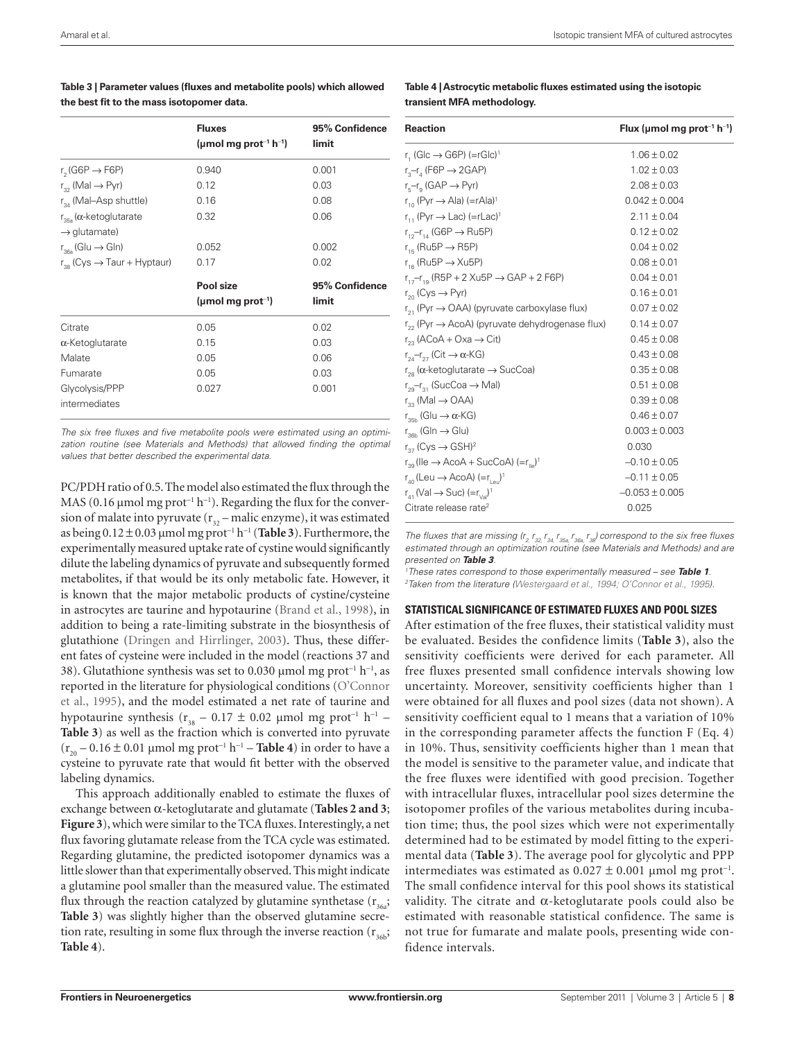**Table 3 | Parameter values (fluxes and metabolite pools) which allowed the best fit to the mass isotopomer data.**

| | Fluxes (µmol mg prot$^{-1}$ h$^{-1}$) | 95% Confidence limit |
|---|---|---|
| $r_2$ (G6P → F6P) | 0.940 | 0.001 |
| $r_{32}$ (Mal → Pyr) | 0.12 | 0.03 |
| $r_{34}$ (Mal–Asp shuttle) | 0.16 | 0.08 |
| $r_{35a}$ (α-ketoglutarate → glutamate) | 0.32 | 0.06 |
| $r_{36a}$ (Glu → Gln) | 0.052 | 0.002 |
| $r_{38}$ (Cys → Taur + Hyptaur) | 0.17 | 0.02 |
| | **Pool size (µmol mg prot$^{-1}$)** | **95% Confidence limit** |
| Citrate | 0.05 | 0.02 |
| α-Ketoglutarate | 0.15 | 0.03 |
| Malate | 0.05 | 0.06 |
| Fumarate | 0.05 | 0.03 |
| Glycolysis/PPP intermediates | 0.027 | 0.001 |

*The six free fluxes and five metabolite pools were estimated using an optimization routine (see Materials and Methods) that allowed finding the optimal values that better described the experimental data.*

PC/PDH ratio of 0.5. The model also estimated the flux through the MAS (0.16 µmol mg prot$^{-1}$ h$^{-1}$). Regarding the flux for the conversion of malate into pyruvate ($r_{32}$ – malic enzyme), it was estimated as being 0.12 ± 0.03 µmol mg prot$^{-1}$ h$^{-1}$ (**Table 3**). Furthermore, the experimentally measured uptake rate of cystine would significantly dilute the labeling dynamics of pyruvate and subsequently formed metabolites, if that would be its only metabolic fate. However, it is known that the major metabolic products of cystine/cysteine in astrocytes are taurine and hypotaurine (Brand et al., 1998), in addition to being a rate-limiting substrate in the biosynthesis of glutathione (Dringen and Hirrlinger, 2003). Thus, these different fates of cysteine were included in the model (reactions 37 and 38). Glutathione synthesis was set to 0.030 µmol mg prot$^{-1}$ h$^{-1}$, as reported in the literature for physiological conditions (O'Connor et al., 1995), and the model estimated a net rate of taurine and hypotaurine synthesis ($r_{38}$ – 0.17 ± 0.02 µmol mg prot$^{-1}$ h$^{-1}$ – **Table 3**) as well as the fraction which is converted into pyruvate ($r_{20}$ – 0.16 ± 0.01 µmol mg prot$^{-1}$ h$^{-1}$ – **Table 4**) in order to have a cysteine to pyruvate rate that would fit better with the observed labeling dynamics.

This approach additionally enabled to estimate the fluxes of exchange between α-ketoglutarate and glutamate (**Tables 2 and 3**; **Figure 3**), which were similar to the TCA fluxes. Interestingly, a net flux favoring glutamate release from the TCA cycle was estimated. Regarding glutamine, the predicted isotopomer dynamics was a little slower than that experimentally observed. This might indicate a glutamine pool smaller than the measured value. The estimated flux through the reaction catalyzed by glutamine synthetase ($r_{36a}$; **Table 3**) was slightly higher than the observed glutamine secretion rate, resulting in some flux through the inverse reaction ($r_{36b}$; **Table 4**).

**Table 4 | Astrocytic metabolic fluxes estimated using the isotopic transient MFA methodology.**

| Reaction | Flux (µmol mg prot$^{-1}$ h$^{-1}$) |
|---|---|
| $r_1$ (Glc → G6P) (=rGlc)[1] | 1.06 ± 0.02 |
| $r_3$–$r_4$ (F6P → 2GAP) | 1.02 ± 0.03 |
| $r_5$–$r_9$ (GAP → Pyr) | 2.08 ± 0.03 |
| $r_{10}$ (Pyr → Ala) (=rAla)[1] | 0.042 ± 0.004 |
| $r_{11}$ (Pyr → Lac) (=rLac)[1] | 2.11 ± 0.04 |
| $r_{12}$–$r_{14}$ (G6P → Ru5P) | 0.12 ± 0.02 |
| $r_{15}$ (Ru5P → R5P) | 0.04 ± 0.02 |
| $r_{16}$ (Ru5P → Xu5P) | 0.08 ± 0.01 |
| $r_{17}$–$r_{19}$ (R5P + 2 Xu5P → GAP + 2 F6P) | 0.04 ± 0.01 |
| $r_{20}$ (Cys → Pyr) | 0.16 ± 0.01 |
| $r_{21}$ (Pyr → OAA) (pyruvate carboxylase flux) | 0.07 ± 0.02 |
| $r_{22}$ (Pyr → AcoA) (pyruvate dehydrogenase flux) | 0.14 ± 0.07 |
| $r_{23}$ (ACoA + Oxa → Cit) | 0.45 ± 0.08 |
| $r_{24}$–$r_{27}$ (Cit → α-KG) | 0.43 ± 0.08 |
| $r_{28}$ (α-ketoglutarate → SucCoa) | 0.35 ± 0.08 |
| $r_{29}$–$r_{31}$ (SucCoa → Mal) | 0.51 ± 0.08 |
| $r_{33}$ (Mal → OAA) | 0.39 ± 0.08 |
| $r_{35b}$ (Glu → α-KG) | 0.46 ± 0.07 |
| $r_{36b}$ (Gln → Glu) | 0.003 ± 0.003 |
| $r_{37}$ (Cys → GSH)[2] | 0.030 |
| $r_{39}$ (Ile → AcoA + SucCoA) (=$r_{Ile}$)[1] | −0.10 ± 0.05 |
| $r_{40}$ (Leu → AcoA) (=$r_{Leu}$)[1] | −0.11 ± 0.05 |
| $r_{41}$ (Val → Suc) (=$r_{Val}$)[1] | −0.053 ± 0.005 |
| Citrate release rate[2] | 0.025 |

*The fluxes that are missing ($r_2$, $r_{32}$, $r_{34}$, $r_{35a}$, $r_{36a}$, $r_{38}$) correspond to the six free fluxes estimated through an optimization routine (see Materials and Methods) and are presented on* ***Table 3****.*

[1]*These rates correspond to those experimentally measured – see* ***Table 1****.*
[2]*Taken from the literature (Westergaard et al., 1994; O'Connor et al., 1995).*

## STATISTICAL SIGNIFICANCE OF ESTIMATED FLUXES AND POOL SIZES

After estimation of the free fluxes, their statistical validity must be evaluated. Besides the confidence limits (**Table 3**), also the sensitivity coefficients were derived for each parameter. All free fluxes presented small confidence intervals showing low uncertainty. Moreover, sensitivity coefficients higher than 1 were obtained for all fluxes and pool sizes (data not shown). A sensitivity coefficient equal to 1 means that a variation of 10% in the corresponding parameter affects the function F (Eq. 4) in 10%. Thus, sensitivity coefficients higher than 1 mean that the model is sensitive to the parameter value, and indicate that the free fluxes were identified with good precision. Together with intracellular fluxes, intracellular pool sizes determine the isotopomer profiles of the various metabolites during incubation time; thus, the pool sizes which were not experimentally determined had to be estimated by model fitting to the experimental data (**Table 3**). The average pool for glycolytic and PPP intermediates was estimated as 0.027 ± 0.001 µmol mg prot$^{-1}$. The small confidence interval for this pool shows its statistical validity. The citrate and α-ketoglutarate pools could also be estimated with reasonable statistical confidence. The same is not true for fumarate and malate pools, presenting wide confidence intervals.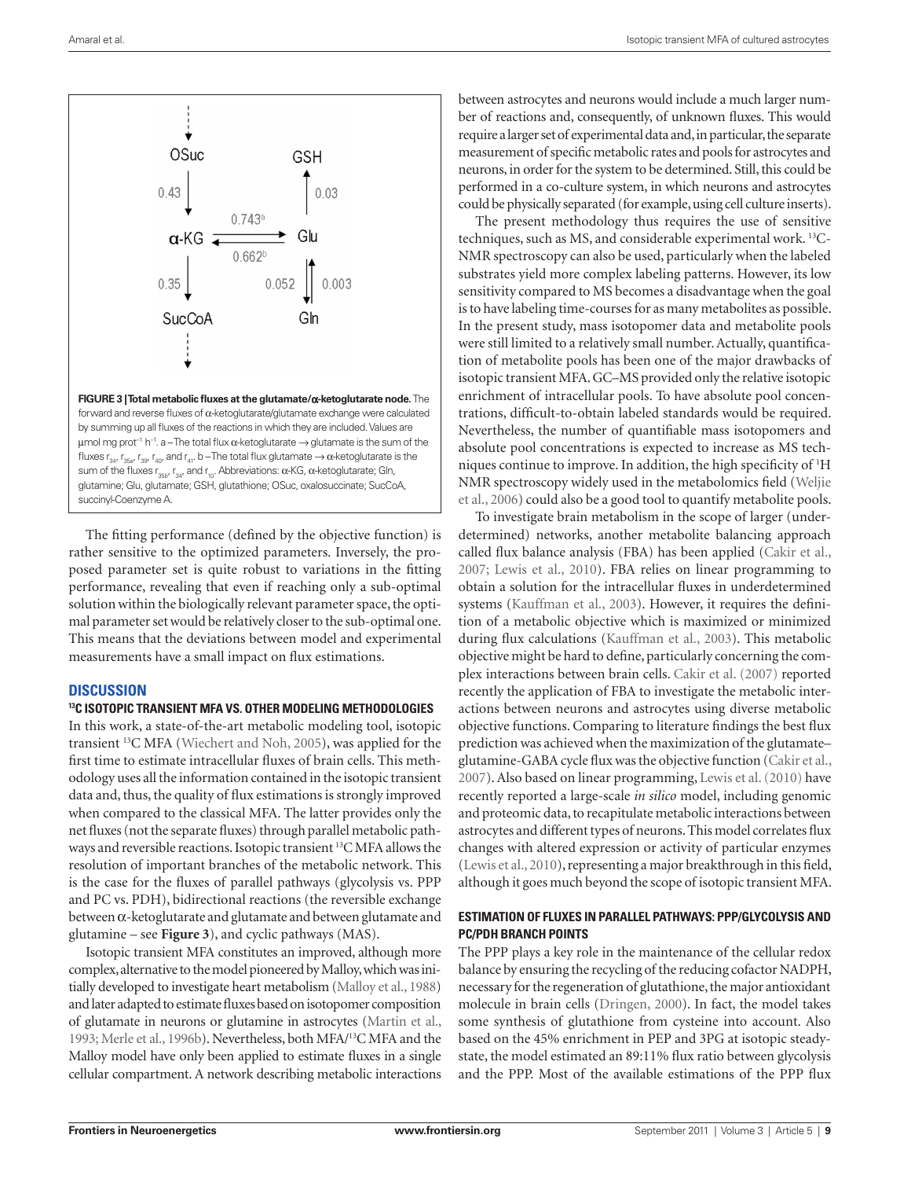FIGURE 3 | Total metabolic fluxes at the glutamate/α-ketoglutarate node. The forward and reverse fluxes of α-ketoglutarate/glutamate exchange were calculated by summing up all fluxes of the reactions in which they are included. Values are μmol mg prot$^{-1}$ h$^{-1}$. a – The total flux α-ketoglutarate → glutamate is the sum of the fluxes $r_{34}$, $r_{35a}$, $r_{39}$, $r_{40}$, and $r_{41}$. b – The total flux glutamate → α-ketoglutarate is the sum of the fluxes $r_{35b}$, $r_{34}$, and $r_{10}$. Abbreviations: α-KG, α-ketoglutarate; Gln, glutamine; Glu, glutamate; GSH, glutathione; OSuc, oxalosuccinate; SucCoA, succinyl-Coenzyme A.

The fitting performance (defined by the objective function) is rather sensitive to the optimized parameters. Inversely, the proposed parameter set is quite robust to variations in the fitting performance, revealing that even if reaching only a sub-optimal solution within the biologically relevant parameter space, the optimal parameter set would be relatively closer to the sub-optimal one. This means that the deviations between model and experimental measurements have a small impact on flux estimations.

## DISCUSSION

### $^{13}$C ISOTOPIC TRANSIENT MFA VS. OTHER MODELING METHODOLOGIES

In this work, a state-of-the-art metabolic modeling tool, isotopic transient $^{13}$C MFA (Wiechert and Noh, 2005), was applied for the first time to estimate intracellular fluxes of brain cells. This methodology uses all the information contained in the isotopic transient data and, thus, the quality of flux estimations is strongly improved when compared to the classical MFA. The latter provides only the net fluxes (not the separate fluxes) through parallel metabolic pathways and reversible reactions. Isotopic transient $^{13}$C MFA allows the resolution of important branches of the metabolic network. This is the case for the fluxes of parallel pathways (glycolysis vs. PPP and PC vs. PDH), bidirectional reactions (the reversible exchange between α-ketoglutarate and glutamate and between glutamate and glutamine – see **Figure 3**), and cyclic pathways (MAS).

Isotopic transient MFA constitutes an improved, although more complex, alternative to the model pioneered by Malloy, which was initially developed to investigate heart metabolism (Malloy et al., 1988) and later adapted to estimate fluxes based on isotopomer composition of glutamate in neurons or glutamine in astrocytes (Martin et al., 1993; Merle et al., 1996b). Nevertheless, both MFA/$^{13}$C MFA and the Malloy model have only been applied to estimate fluxes in a single cellular compartment. A network describing metabolic interactions between astrocytes and neurons would include a much larger number of reactions and, consequently, of unknown fluxes. This would require a larger set of experimental data and, in particular, the separate measurement of specific metabolic rates and pools for astrocytes and neurons, in order for the system to be determined. Still, this could be performed in a co-culture system, in which neurons and astrocytes could be physically separated (for example, using cell culture inserts).

The present methodology thus requires the use of sensitive techniques, such as MS, and considerable experimental work. $^{13}$C-NMR spectroscopy can also be used, particularly when the labeled substrates yield more complex labeling patterns. However, its low sensitivity compared to MS becomes a disadvantage when the goal is to have labeling time-courses for as many metabolites as possible. In the present study, mass isotopomer data and metabolite pools were still limited to a relatively small number. Actually, quantification of metabolite pools has been one of the major drawbacks of isotopic transient MFA. GC–MS provided only the relative isotopic enrichment of intracellular pools. To have absolute pool concentrations, difficult-to-obtain labeled standards would be required. Nevertheless, the number of quantifiable mass isotopomers and absolute pool concentrations is expected to increase as MS techniques continue to improve. In addition, the high specificity of $^{1}$H NMR spectroscopy widely used in the metabolomics field (Weljie et al., 2006) could also be a good tool to quantify metabolite pools.

To investigate brain metabolism in the scope of larger (underdetermined) networks, another metabolite balancing approach called flux balance analysis (FBA) has been applied (Cakir et al., 2007; Lewis et al., 2010). FBA relies on linear programming to obtain a solution for the intracellular fluxes in underdetermined systems (Kauffman et al., 2003). However, it requires the definition of a metabolic objective which is maximized or minimized during flux calculations (Kauffman et al., 2003). This metabolic objective might be hard to define, particularly concerning the complex interactions between brain cells. Cakir et al. (2007) reported recently the application of FBA to investigate the metabolic interactions between neurons and astrocytes using diverse metabolic objective functions. Comparing to literature findings the best flux prediction was achieved when the maximization of the glutamate–glutamine-GABA cycle flux was the objective function (Cakir et al., 2007). Also based on linear programming, Lewis et al. (2010) have recently reported a large-scale *in silico* model, including genomic and proteomic data, to recapitulate metabolic interactions between astrocytes and different types of neurons. This model correlates flux changes with altered expression or activity of particular enzymes (Lewis et al., 2010), representing a major breakthrough in this field, although it goes much beyond the scope of isotopic transient MFA.

### ESTIMATION OF FLUXES IN PARALLEL PATHWAYS: PPP/GLYCOLYSIS AND PC/PDH BRANCH POINTS

The PPP plays a key role in the maintenance of the cellular redox balance by ensuring the recycling of the reducing cofactor NADPH, necessary for the regeneration of glutathione, the major antioxidant molecule in brain cells (Dringen, 2000). In fact, the model takes some synthesis of glutathione from cysteine into account. Also based on the 45% enrichment in PEP and 3PG at isotopic steady-state, the model estimated an 89:11% flux ratio between glycolysis and the PPP. Most of the available estimations of the PPP flux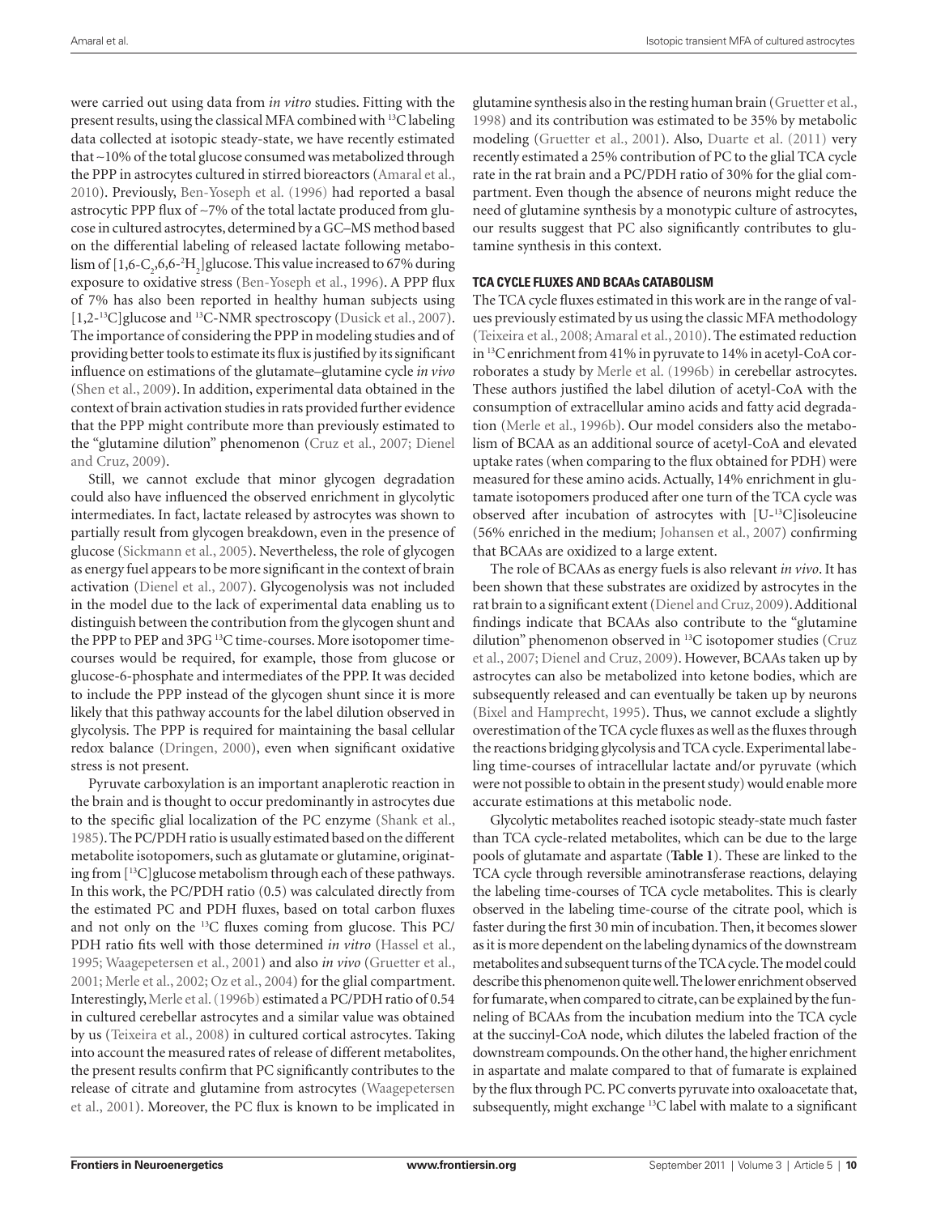were carried out using data from *in vitro* studies. Fitting with the present results, using the classical MFA combined with $^{13}C$ labeling data collected at isotopic steady-state, we have recently estimated that ~10% of the total glucose consumed was metabolized through the PPP in astrocytes cultured in stirred bioreactors (Amaral et al., 2010). Previously, Ben-Yoseph et al. (1996) had reported a basal astrocytic PPP flux of ~7% of the total lactate produced from glucose in cultured astrocytes, determined by a GC–MS method based on the differential labeling of released lactate following metabolism of [1,6-$C_2$,6,6-$^2H_2$]glucose. This value increased to 67% during exposure to oxidative stress (Ben-Yoseph et al., 1996). A PPP flux of 7% has also been reported in healthy human subjects using [1,2-$^{13}C$]glucose and $^{13}C$-NMR spectroscopy (Dusick et al., 2007). The importance of considering the PPP in modeling studies and of providing better tools to estimate its flux is justified by its significant influence on estimations of the glutamate–glutamine cycle *in vivo* (Shen et al., 2009). In addition, experimental data obtained in the context of brain activation studies in rats provided further evidence that the PPP might contribute more than previously estimated to the "glutamine dilution" phenomenon (Cruz et al., 2007; Dienel and Cruz, 2009).

Still, we cannot exclude that minor glycogen degradation could also have influenced the observed enrichment in glycolytic intermediates. In fact, lactate released by astrocytes was shown to partially result from glycogen breakdown, even in the presence of glucose (Sickmann et al., 2005). Nevertheless, the role of glycogen as energy fuel appears to be more significant in the context of brain activation (Dienel et al., 2007). Glycogenolysis was not included in the model due to the lack of experimental data enabling us to distinguish between the contribution from the glycogen shunt and the PPP to PEP and 3PG $^{13}C$ time-courses. More isotopomer time-courses would be required, for example, those from glucose or glucose-6-phosphate and intermediates of the PPP. It was decided to include the PPP instead of the glycogen shunt since it is more likely that this pathway accounts for the label dilution observed in glycolysis. The PPP is required for maintaining the basal cellular redox balance (Dringen, 2000), even when significant oxidative stress is not present.

Pyruvate carboxylation is an important anaplerotic reaction in the brain and is thought to occur predominantly in astrocytes due to the specific glial localization of the PC enzyme (Shank et al., 1985). The PC/PDH ratio is usually estimated based on the different metabolite isotopomers, such as glutamate or glutamine, originating from [$^{13}C$]glucose metabolism through each of these pathways. In this work, the PC/PDH ratio (0.5) was calculated directly from the estimated PC and PDH fluxes, based on total carbon fluxes and not only on the $^{13}C$ fluxes coming from glucose. This PC/PDH ratio fits well with those determined *in vitro* (Hassel et al., 1995; Waagepetersen et al., 2001) and also *in vivo* (Gruetter et al., 2001; Merle et al., 2002; Oz et al., 2004) for the glial compartment. Interestingly, Merle et al. (1996b) estimated a PC/PDH ratio of 0.54 in cultured cerebellar astrocytes and a similar value was obtained by us (Teixeira et al., 2008) in cultured cortical astrocytes. Taking into account the measured rates of release of different metabolites, the present results confirm that PC significantly contributes to the release of citrate and glutamine from astrocytes (Waagepetersen et al., 2001). Moreover, the PC flux is known to be implicated in glutamine synthesis also in the resting human brain (Gruetter et al., 1998) and its contribution was estimated to be 35% by metabolic modeling (Gruetter et al., 2001). Also, Duarte et al. (2011) very recently estimated a 25% contribution of PC to the glial TCA cycle rate in the rat brain and a PC/PDH ratio of 30% for the glial compartment. Even though the absence of neurons might reduce the need of glutamine synthesis by a monotypic culture of astrocytes, our results suggest that PC also significantly contributes to glutamine synthesis in this context.

### TCA CYCLE FLUXES AND BCAAs CATABOLISM

The TCA cycle fluxes estimated in this work are in the range of values previously estimated by us using the classic MFA methodology (Teixeira et al., 2008; Amaral et al., 2010). The estimated reduction in $^{13}C$ enrichment from 41% in pyruvate to 14% in acetyl-CoA corroborates a study by Merle et al. (1996b) in cerebellar astrocytes. These authors justified the label dilution of acetyl-CoA with the consumption of extracellular amino acids and fatty acid degradation (Merle et al., 1996b). Our model considers also the metabolism of BCAA as an additional source of acetyl-CoA and elevated uptake rates (when comparing to the flux obtained for PDH) were measured for these amino acids. Actually, 14% enrichment in glutamate isotopomers produced after one turn of the TCA cycle was observed after incubation of astrocytes with [U-$^{13}C$]isoleucine (56% enriched in the medium; Johansen et al., 2007) confirming that BCAAs are oxidized to a large extent.

The role of BCAAs as energy fuels is also relevant *in vivo*. It has been shown that these substrates are oxidized by astrocytes in the rat brain to a significant extent (Dienel and Cruz, 2009). Additional findings indicate that BCAAs also contribute to the "glutamine dilution" phenomenon observed in $^{13}C$ isotopomer studies (Cruz et al., 2007; Dienel and Cruz, 2009). However, BCAAs taken up by astrocytes can also be metabolized into ketone bodies, which are subsequently released and can eventually be taken up by neurons (Bixel and Hamprecht, 1995). Thus, we cannot exclude a slightly overestimation of the TCA cycle fluxes as well as the fluxes through the reactions bridging glycolysis and TCA cycle. Experimental labeling time-courses of intracellular lactate and/or pyruvate (which were not possible to obtain in the present study) would enable more accurate estimations at this metabolic node.

Glycolytic metabolites reached isotopic steady-state much faster than TCA cycle-related metabolites, which can be due to the large pools of glutamate and aspartate (**Table 1**). These are linked to the TCA cycle through reversible aminotransferase reactions, delaying the labeling time-courses of TCA cycle metabolites. This is clearly observed in the labeling time-course of the citrate pool, which is faster during the first 30 min of incubation. Then, it becomes slower as it is more dependent on the labeling dynamics of the downstream metabolites and subsequent turns of the TCA cycle. The model could describe this phenomenon quite well. The lower enrichment observed for fumarate, when compared to citrate, can be explained by the funneling of BCAAs from the incubation medium into the TCA cycle at the succinyl-CoA node, which dilutes the labeled fraction of the downstream compounds. On the other hand, the higher enrichment in aspartate and malate compared to that of fumarate is explained by the flux through PC. PC converts pyruvate into oxaloacetate that, subsequently, might exchange $^{13}C$ label with malate to a significant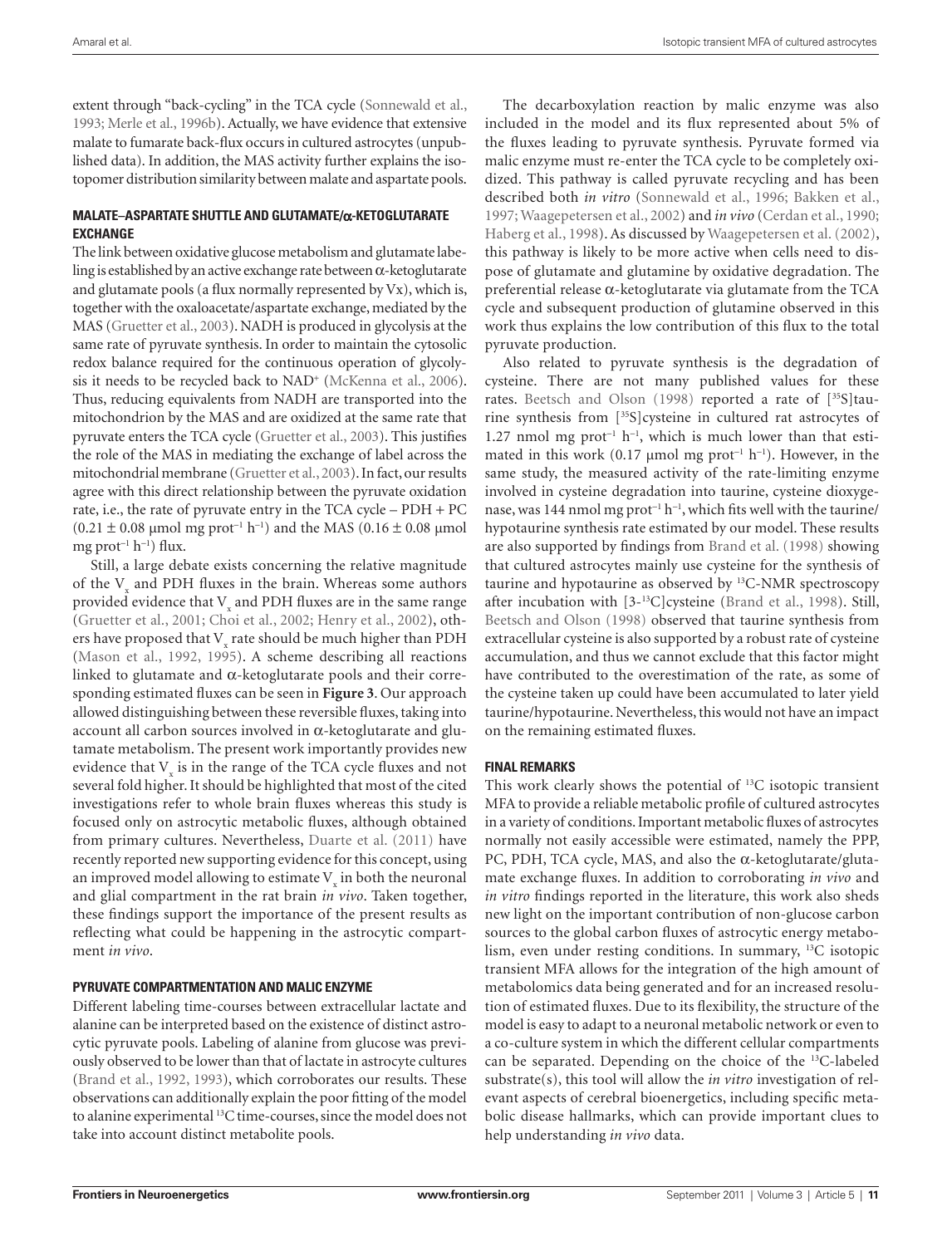extent through "back-cycling" in the TCA cycle (Sonnewald et al., 1993; Merle et al., 1996b). Actually, we have evidence that extensive malate to fumarate back-flux occurs in cultured astrocytes (unpublished data). In addition, the MAS activity further explains the isotopomer distribution similarity between malate and aspartate pools.

### MALATE–ASPARTATE SHUTTLE AND GLUTAMATE/α-KETOGLUTARATE EXCHANGE

The link between oxidative glucose metabolism and glutamate labeling is established by an active exchange rate between α-ketoglutarate and glutamate pools (a flux normally represented by Vx), which is, together with the oxaloacetate/aspartate exchange, mediated by the MAS (Gruetter et al., 2003). NADH is produced in glycolysis at the same rate of pyruvate synthesis. In order to maintain the cytosolic redox balance required for the continuous operation of glycolysis it needs to be recycled back to $NAD^+$ (McKenna et al., 2006). Thus, reducing equivalents from NADH are transported into the mitochondrion by the MAS and are oxidized at the same rate that pyruvate enters the TCA cycle (Gruetter et al., 2003). This justifies the role of the MAS in mediating the exchange of label across the mitochondrial membrane (Gruetter et al., 2003). In fact, our results agree with this direct relationship between the pyruvate oxidation rate, i.e., the rate of pyruvate entry in the TCA cycle – PDH + PC (0.21 ± 0.08 μmol mg $prot^{-1}$ $h^{-1}$) and the MAS (0.16 ± 0.08 μmol mg $prot^{-1}$ $h^{-1}$) flux.

Still, a large debate exists concerning the relative magnitude of the $V_x$ and PDH fluxes in the brain. Whereas some authors provided evidence that $V_x$ and PDH fluxes are in the same range (Gruetter et al., 2001; Choi et al., 2002; Henry et al., 2002), others have proposed that $V_x$ rate should be much higher than PDH (Mason et al., 1992, 1995). A scheme describing all reactions linked to glutamate and α-ketoglutarate pools and their corresponding estimated fluxes can be seen in **Figure 3**. Our approach allowed distinguishing between these reversible fluxes, taking into account all carbon sources involved in α-ketoglutarate and glutamate metabolism. The present work importantly provides new evidence that $V_x$ is in the range of the TCA cycle fluxes and not several fold higher. It should be highlighted that most of the cited investigations refer to whole brain fluxes whereas this study is focused only on astrocytic metabolic fluxes, although obtained from primary cultures. Nevertheless, Duarte et al. (2011) have recently reported new supporting evidence for this concept, using an improved model allowing to estimate $V_x$ in both the neuronal and glial compartment in the rat brain *in vivo*. Taken together, these findings support the importance of the present results as reflecting what could be happening in the astrocytic compartment *in vivo*.

### PYRUVATE COMPARTMENTATION AND MALIC ENZYME

Different labeling time-courses between extracellular lactate and alanine can be interpreted based on the existence of distinct astrocytic pyruvate pools. Labeling of alanine from glucose was previously observed to be lower than that of lactate in astrocyte cultures (Brand et al., 1992, 1993), which corroborates our results. These observations can additionally explain the poor fitting of the model to alanine experimental $^{13}C$ time-courses, since the model does not take into account distinct metabolite pools.

The decarboxylation reaction by malic enzyme was also included in the model and its flux represented about 5% of the fluxes leading to pyruvate synthesis. Pyruvate formed via malic enzyme must re-enter the TCA cycle to be completely oxidized. This pathway is called pyruvate recycling and has been described both *in vitro* (Sonnewald et al., 1996; Bakken et al., 1997; Waagepetersen et al., 2002) and *in vivo* (Cerdan et al., 1990; Haberg et al., 1998). As discussed by Waagepetersen et al. (2002), this pathway is likely to be more active when cells need to dispose of glutamate and glutamine by oxidative degradation. The preferential release α-ketoglutarate via glutamate from the TCA cycle and subsequent production of glutamine observed in this work thus explains the low contribution of this flux to the total pyruvate production.

Also related to pyruvate synthesis is the degradation of cysteine. There are not many published values for these rates. Beetsch and Olson (1998) reported a rate of [$^{35}S$]taurine synthesis from [$^{35}S$]cysteine in cultured rat astrocytes of 1.27 nmol mg $prot^{-1}$ $h^{-1}$, which is much lower than that estimated in this work (0.17 μmol mg $prot^{-1}$ $h^{-1}$). However, in the same study, the measured activity of the rate-limiting enzyme involved in cysteine degradation into taurine, cysteine dioxygenase, was 144 nmol mg $prot^{-1}$ $h^{-1}$, which fits well with the taurine/hypotaurine synthesis rate estimated by our model. These results are also supported by findings from Brand et al. (1998) showing that cultured astrocytes mainly use cysteine for the synthesis of taurine and hypotaurine as observed by $^{13}C$-NMR spectroscopy after incubation with [3-$^{13}C$]cysteine (Brand et al., 1998). Still, Beetsch and Olson (1998) observed that taurine synthesis from extracellular cysteine is also supported by a robust rate of cysteine accumulation, and thus we cannot exclude that this factor might have contributed to the overestimation of the rate, as some of the cysteine taken up could have been accumulated to later yield taurine/hypotaurine. Nevertheless, this would not have an impact on the remaining estimated fluxes.

### FINAL REMARKS

This work clearly shows the potential of $^{13}C$ isotopic transient MFA to provide a reliable metabolic profile of cultured astrocytes in a variety of conditions. Important metabolic fluxes of astrocytes normally not easily accessible were estimated, namely the PPP, PC, PDH, TCA cycle, MAS, and also the α-ketoglutarate/glutamate exchange fluxes. In addition to corroborating *in vivo* and *in vitro* findings reported in the literature, this work also sheds new light on the important contribution of non-glucose carbon sources to the global carbon fluxes of astrocytic energy metabolism, even under resting conditions. In summary, $^{13}C$ isotopic transient MFA allows for the integration of the high amount of metabolomics data being generated and for an increased resolution of estimated fluxes. Due to its flexibility, the structure of the model is easy to adapt to a neuronal metabolic network or even to a co-culture system in which the different cellular compartments can be separated. Depending on the choice of the $^{13}C$-labeled substrate(s), this tool will allow the *in vitro* investigation of relevant aspects of cerebral bioenergetics, including specific metabolic disease hallmarks, which can provide important clues to help understanding *in vivo* data.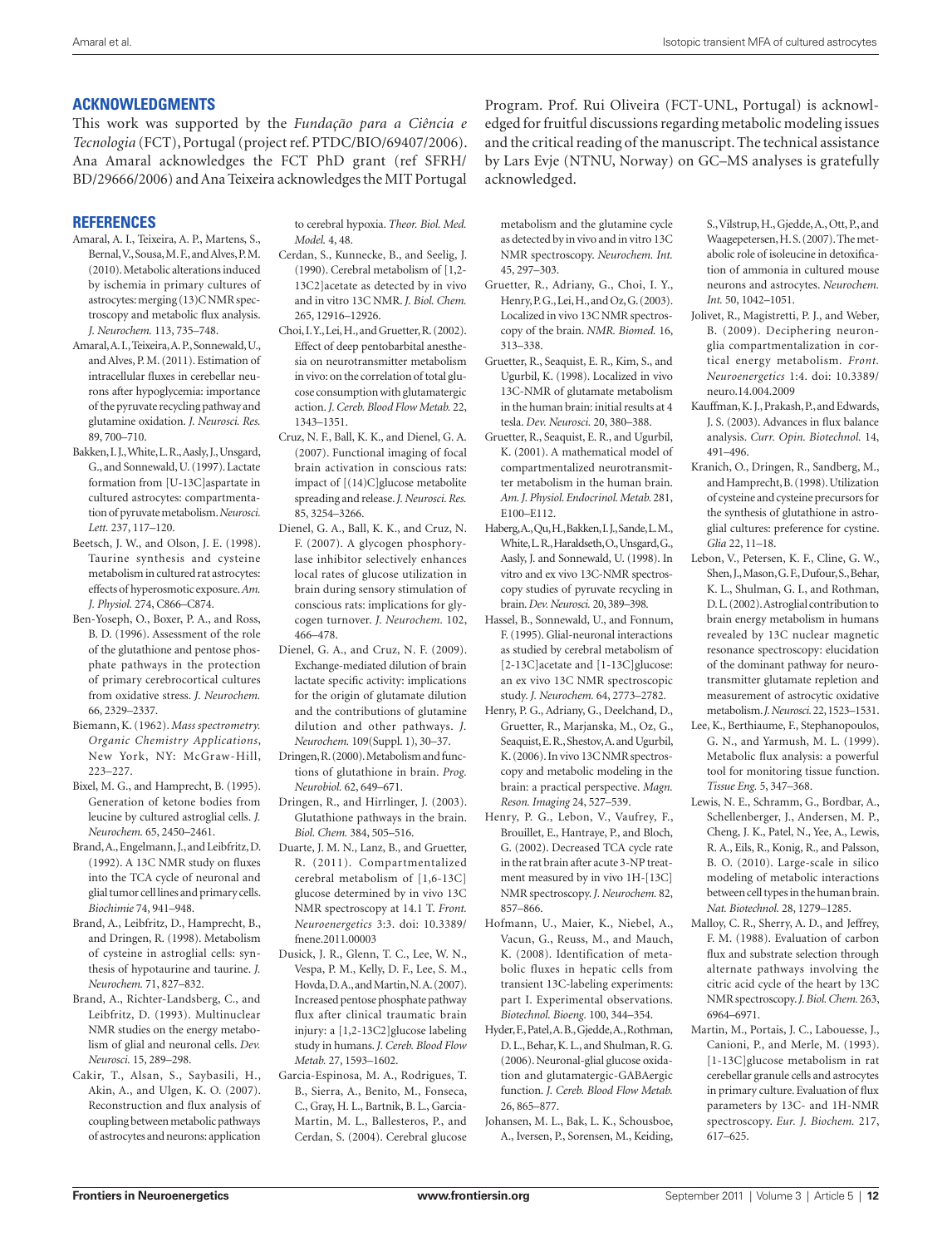## ACKNOWLEDGMENTS

This work was supported by the *Fundação para a Ciência e Tecnologia* (FCT), Portugal (project ref. PTDC/BIO/69407/2006). Ana Amaral acknowledges the FCT PhD grant (ref SFRH/BD/29666/2006) and Ana Teixeira acknowledges the MIT Portugal Program. Prof. Rui Oliveira (FCT-UNL, Portugal) is acknowledged for fruitful discussions regarding metabolic modeling issues and the critical reading of the manuscript. The technical assistance by Lars Evje (NTNU, Norway) on GC–MS analyses is gratefully acknowledged.

## REFERENCES

Amaral, A. I., Teixeira, A. P., Martens, S., Bernal, V., Sousa, M. F., and Alves, P. M. (2010). Metabolic alterations induced by ischemia in primary cultures of astrocytes: merging (13)C NMR spectroscopy and metabolic flux analysis. *J. Neurochem.* 113, 735–748.

Amaral, A. I., Teixeira, A. P., Sonnewald, U., and Alves, P. M. (2011). Estimation of intracellular fluxes in cerebellar neurons after hypoglycemia: importance of the pyruvate recycling pathway and glutamine oxidation. *J. Neurosci. Res.* 89, 700–710.

Bakken, I. J., White, L. R., Aasly, J., Unsgard, G., and Sonnewald, U. (1997). Lactate formation from [U-13C]aspartate in cultured astrocytes: compartmentation of pyruvate metabolism. *Neurosci. Lett.* 237, 117–120.

Beetsch, J. W., and Olson, J. E. (1998). Taurine synthesis and cysteine metabolism in cultured rat astrocytes: effects of hyperosmotic exposure. *Am. J. Physiol.* 274, C866–C874.

Ben-Yoseph, O., Boxer, P. A., and Ross, B. D. (1996). Assessment of the role of the glutathione and pentose phosphate pathways in the protection of primary cerebrocortical cultures from oxidative stress. *J. Neurochem.* 66, 2329–2337.

Biemann, K. (1962). *Mass spectrometry. Organic Chemistry Applications*, New York, NY: McGraw-Hill, 223–227.

Bixel, M. G., and Hamprecht, B. (1995). Generation of ketone bodies from leucine by cultured astroglial cells. *J. Neurochem.* 65, 2450–2461.

Brand, A., Engelmann, J., and Leibfritz, D. (1992). A 13C NMR study on fluxes into the TCA cycle of neuronal and glial tumor cell lines and primary cells. *Biochimie* 74, 941–948.

Brand, A., Leibfritz, D., Hamprecht, B., and Dringen, R. (1998). Metabolism of cysteine in astroglial cells: synthesis of hypotaurine and taurine. *J. Neurochem.* 71, 827–832.

Brand, A., Richter-Landsberg, C., and Leibfritz, D. (1993). Multinuclear NMR studies on the energy metabolism of glial and neuronal cells. *Dev. Neurosci.* 15, 289–298.

Cakir, T., Alsan, S., Saybasili, H., Akin, A., and Ulgen, K. O. (2007). Reconstruction and flux analysis of coupling between metabolic pathways of astrocytes and neurons: application to cerebral hypoxia. *Theor. Biol. Med. Model.* 4, 48.

Cerdan, S., Kunnecke, B., and Seelig, J. (1990). Cerebral metabolism of [1,2-13C2]acetate as detected by in vivo and in vitro 13C NMR. *J. Biol. Chem.* 265, 12916–12926.

Choi, I. Y., Lei, H., and Gruetter, R. (2002). Effect of deep pentobarbital anesthesia on neurotransmitter metabolism in vivo: on the correlation of total glucose consumption with glutamatergic action. *J. Cereb. Blood Flow Metab.* 22, 1343–1351.

Cruz, N. F., Ball, K. K., and Dienel, G. A. (2007). Functional imaging of focal brain activation in conscious rats: impact of [(14)C]glucose metabolite spreading and release. *J. Neurosci. Res.* 85, 3254–3266.

Dienel, G. A., Ball, K. K., and Cruz, N. F. (2007). A glycogen phosphorylase inhibitor selectively enhances local rates of glucose utilization in brain during sensory stimulation of conscious rats: implications for glycogen turnover. *J. Neurochem.* 102, 466–478.

Dienel, G. A., and Cruz, N. F. (2009). Exchange-mediated dilution of brain lactate specific activity: implications for the origin of glutamate dilution and the contributions of glutamine dilution and other pathways. *J. Neurochem.* 109(Suppl. 1), 30–37.

Dringen, R. (2000). Metabolism and functions of glutathione in brain. *Prog. Neurobiol.* 62, 649–671.

Dringen, R., and Hirrlinger, J. (2003). Glutathione pathways in the brain. *Biol. Chem.* 384, 505–516.

Duarte, J. M. N., Lanz, B., and Gruetter, R. (2011). Compartmentalized cerebral metabolism of [1,6-13C] glucose determined by in vivo 13C NMR spectroscopy at 14.1 T. *Front. Neuroenergetics* 3:3. doi: 10.3389/fnene.2011.00003

Dusick, J. R., Glenn, T. C., Lee, W. N., Vespa, P. M., Kelly, D. F., Lee, S. M., Hovda, D. A., and Martin, N. A. (2007). Increased pentose phosphate pathway flux after clinical traumatic brain injury: a [1,2-13C2]glucose labeling study in humans. *J. Cereb. Blood Flow Metab.* 27, 1593–1602.

Garcia-Espinosa, M. A., Rodrigues, T. B., Sierra, A., Benito, M., Fonseca, C., Gray, H. L., Bartnik, B. L., Garcia-Martin, M. L., Ballesteros, P., and Cerdan, S. (2004). Cerebral glucose metabolism and the glutamine cycle as detected by in vivo and in vitro 13C NMR spectroscopy. *Neurochem. Int.* 45, 297–303.

Gruetter, R., Adriany, G., Choi, I. Y., Henry, P. G., Lei, H., and Oz, G. (2003). Localized in vivo 13C NMR spectroscopy of the brain. *NMR. Biomed.* 16, 313–338.

Gruetter, R., Seaquist, E. R., Kim, S., and Ugurbil, K. (1998). Localized in vivo 13C-NMR of glutamate metabolism in the human brain: initial results at 4 tesla. *Dev. Neurosci.* 20, 380–388.

Gruetter, R., Seaquist, E. R., and Ugurbil, K. (2001). A mathematical model of compartmentalized neurotransmitter metabolism in the human brain. *Am. J. Physiol. Endocrinol. Metab.* 281, E100–E112.

Haberg, A., Qu, H., Bakken, I. J., Sande, L. M., White, L. R., Haraldseth, O., Unsgard, G., Aasly, J. and Sonnewald, U. (1998). In vitro and ex vivo 13C-NMR spectroscopy studies of pyruvate recycling in brain. *Dev. Neurosci.* 20, 389–398.

Hassel, B., Sonnewald, U., and Fonnum, F. (1995). Glial-neuronal interactions as studied by cerebral metabolism of [2-13C]acetate and [1-13C]glucose: an ex vivo 13C NMR spectroscopic study. *J. Neurochem.* 64, 2773–2782.

Henry, P. G., Adriany, G., Deelchand, D., Gruetter, R., Marjanska, M., Oz, G., Seaquist, E. R., Shestov, A. and Ugurbil, K. (2006). In vivo 13C NMR spectroscopy and metabolic modeling in the brain: a practical perspective. *Magn. Reson. Imaging* 24, 527–539.

Henry, P. G., Lebon, V., Vaufrey, F., Brouillet, E., Hantraye, P., and Bloch, G. (2002). Decreased TCA cycle rate in the rat brain after acute 3-NP treatment measured by in vivo 1H-[13C] NMR spectroscopy. *J. Neurochem.* 82, 857–866.

Hofmann, U., Maier, K., Niebel, A., Vacun, G., Reuss, M., and Mauch, K. (2008). Identification of metabolic fluxes in hepatic cells from transient 13C-labeling experiments: part I. Experimental observations. *Biotechnol. Bioeng.* 100, 344–354.

Hyder, F., Patel, A. B., Gjedde, A., Rothman, D. L., Behar, K. L., and Shulman, R. G. (2006). Neuronal-glial glucose oxidation and glutamatergic-GABAergic function. *J. Cereb. Blood Flow Metab.* 26, 865–877.

Johansen, M. L., Bak, L. K., Schousboe, A., Iversen, P., Sorensen, M., Keiding, S., Vilstrup, H., Gjedde, A., Ott, P., and Waagepetersen, H. S. (2007). The metabolic role of isoleucine in detoxification of ammonia in cultured mouse neurons and astrocytes. *Neurochem. Int.* 50, 1042–1051.

Jolivet, R., Magistretti, P. J., and Weber, B. (2009). Deciphering neuron-glia compartmentalization in cortical energy metabolism. *Front. Neuroenergetics* 1:4. doi: 10.3389/neuro.14.004.2009

Kauffman, K. J., Prakash, P., and Edwards, J. S. (2003). Advances in flux balance analysis. *Curr. Opin. Biotechnol.* 14, 491–496.

Kranich, O., Dringen, R., Sandberg, M., and Hamprecht, B. (1998). Utilization of cysteine and cysteine precursors for the synthesis of glutathione in astroglial cultures: preference for cystine. *Glia* 22, 11–18.

Lebon, V., Petersen, K. F., Cline, G. W., Shen, J., Mason, G. F., Dufour, S., Behar, K. L., Shulman, G. I., and Rothman, D. L. (2002). Astroglial contribution to brain energy metabolism in humans revealed by 13C nuclear magnetic resonance spectroscopy: elucidation of the dominant pathway for neurotransmitter glutamate repletion and measurement of astrocytic oxidative metabolism. *J. Neurosci.* 22, 1523–1531.

Lee, K., Berthiaume, F., Stephanopoulos, G. N., and Yarmush, M. L. (1999). Metabolic flux analysis: a powerful tool for monitoring tissue function. *Tissue Eng.* 5, 347–368.

Lewis, N. E., Schramm, G., Bordbar, A., Schellenberger, J., Andersen, M. P., Cheng, J. K., Patel, N., Yee, A., Lewis, R. A., Eils, R., Konig, R., and Palsson, B. O. (2010). Large-scale in silico modeling of metabolic interactions between cell types in the human brain. *Nat. Biotechnol.* 28, 1279–1285.

Malloy, C. R., Sherry, A. D., and Jeffrey, F. M. (1988). Evaluation of carbon flux and substrate selection through alternate pathways involving the citric acid cycle of the heart by 13C NMR spectroscopy. *J. Biol. Chem.* 263, 6964–6971.

Martin, M., Portais, J. C., Labouesse, J., Canioni, P., and Merle, M. (1993). [1-13C]glucose metabolism in rat cerebellar granule cells and astrocytes in primary culture. Evaluation of flux parameters by 13C- and 1H-NMR spectroscopy. *Eur. J. Biochem.* 217, 617–625.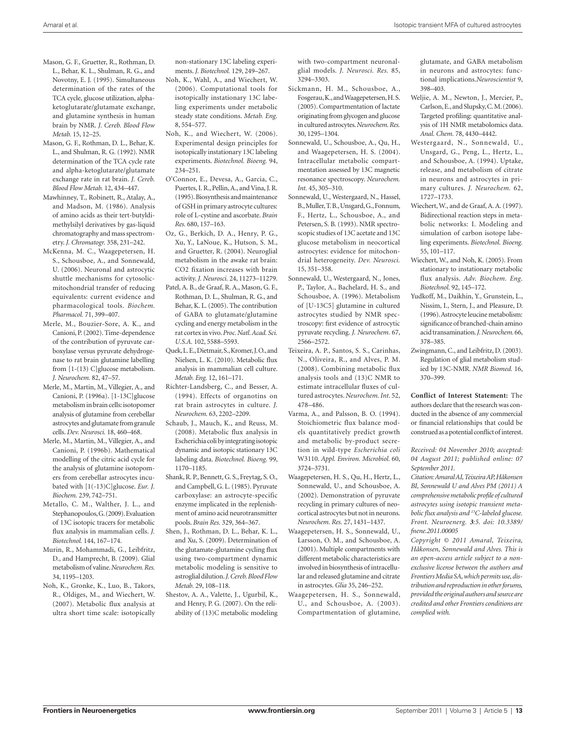Mason, G. F., Gruetter, R., Rothman, D. L., Behar, K. L., Shulman, R. G., and Novotny, E. J. (1995). Simultaneous determination of the rates of the TCA cycle, glucose utilization, alpha-ketoglutarate/glutamate exchange, and glutamine synthesis in human brain by NMR. *J. Cereb. Blood Flow Metab.* 15, 12–25.

Mason, G. F., Rothman, D. L., Behar, K. L., and Shulman, R. G. (1992). NMR determination of the TCA cycle rate and alpha-ketoglutarate/glutamate exchange rate in rat brain. *J. Cereb. Blood Flow Metab.* 12, 434–447.

Mawhinney, T., Robinett, R., Atalay, A., and Madson, M. (1986). Analysis of amino acids as their tert-butyldimethylsilyl derivatives by gas-liquid chromatography and mass spectrometry. *J. Chromatogr.* 358, 231–242.

McKenna, M. C., Waagepetersen, H. S., Schousboe, A., and Sonnewald, U. (2006). Neuronal and astrocytic shuttle mechanisms for cytosolic-mitochondrial transfer of reducing equivalents: current evidence and pharmacological tools. *Biochem. Pharmacol.* 71, 399–407.

Merle, M., Bouzier-Sore, A. K., and Canioni, P. (2002). Time-dependence of the contribution of pyruvate carboxylase versus pyruvate dehydrogenase to rat brain glutamine labelling from [1-(13) C]glucose metabolism. *J. Neurochem.* 82, 47–57.

Merle, M., Martin, M., Villegier, A., and Canioni, P. (1996a). [1-13C]glucose metabolism in brain cells: isotopomer analysis of glutamine from cerebellar astrocytes and glutamate from granule cells. *Dev. Neurosci.* 18, 460–468.

Merle, M., Martin, M., Villegier, A., and Canioni, P. (1996b). Mathematical modelling of the citric acid cycle for the analysis of glutamine isotopomers from cerebellar astrocytes incubated with [1(-13)C]glucose. *Eur. J. Biochem.* 239, 742–751.

Metallo, C. M., Walther, J. L., and Stephanopoulos, G. (2009). Evaluation of 13C isotopic tracers for metabolic flux analysis in mammalian cells. *J. Biotechnol.* 144, 167–174.

Murin, R., Mohammadi, G., Leibfritz, D., and Hamprecht, B. (2009). Glial metabolism of valine. *Neurochem. Res.* 34, 1195–1203.

Noh, K., Gronke, K., Luo, B., Takors, R., Oldiges, M., and Wiechert, W. (2007). Metabolic flux analysis at ultra short time scale: isotopically non-stationary 13C labeling experiments. *J. Biotechnol.* 129, 249–267.

Noh, K., Wahl, A., and Wiechert, W. (2006). Computational tools for isotopically instationary 13C labeling experiments under metabolic steady state conditions. *Metab. Eng.* 8, 554–577.

Noh, K., and Wiechert, W. (2006). Experimental design principles for isotopically instationary 13C labeling experiments. *Biotechnol. Bioeng.* 94, 234–251.

O'Connor, E., Devesa, A., Garcia, C., Puertes, I. R., Pellin, A., and Vina, J. R. (1995). Biosynthesis and maintenance of GSH in primary astrocyte cultures: role of L-cystine and ascorbate. *Brain Res.* 680, 157–163.

Oz, G., Berkich, D. A., Henry, P. G., Xu, Y., LaNoue, K., Hutson, S. M., and Gruetter, R. (2004). Neuroglial metabolism in the awake rat brain: CO2 fixation increases with brain activity. *J. Neurosci.* 24, 11273–11279.

Patel, A. B., de Graaf, R. A., Mason, G. F., Rothman, D. L., Shulman, R. G., and Behar, K. L. (2005). The contribution of GABA to glutamate/glutamine cycling and energy metabolism in the rat cortex in vivo. *Proc. Natl. Acad. Sci. U.S.A.* 102, 5588–5593.

Quek, L. E., Dietmair, S., Kromer, J. O., and Nielsen, L. K. (2010). Metabolic flux analysis in mammalian cell culture. *Metab. Eng.* 12, 161–171.

Richter-Landsberg, C., and Besser, A. (1994). Effects of organotins on rat brain astrocytes in culture. *J. Neurochem.* 63, 2202–2209.

Schaub, J., Mauch, K., and Reuss, M. (2008). Metabolic flux analysis in Escherichia coli by integrating isotopic dynamic and isotopic stationary 13C labeling data. *Biotechnol. Bioeng.* 99, 1170–1185.

Shank, R. P., Bennett, G. S., Freytag, S. O., and Campbell, G. L. (1985). Pyruvate carboxylase: an astrocyte-specific enzyme implicated in the replenishment of amino acid neurotransmitter pools. *Brain Res.* 329, 364–367.

Shen, J., Rothman, D. L., Behar, K. L., and Xu, S. (2009). Determination of the glutamate-glutamine cycling flux using two-compartment dynamic metabolic modeling is sensitive to astroglial dilution. *J. Cereb. Blood Flow Metab.* 29, 108–118.

Shestov, A. A., Valette, J., Ugurbil, K., and Henry, P. G. (2007). On the reliability of (13)C metabolic modeling with two-compartment neuronal-glial models. *J. Neurosci. Res.* 85, 3294–3303.

Sickmann, H. M., Schousboe, A., Fosgerau, K., and Waagepetersen, H. S. (2005). Compartmentation of lactate originating from glycogen and glucose in cultured astrocytes. *Neurochem. Res.* 30, 1295–1304.

Sonnewald, U., Schousboe, A., Qu, H., and Waagepetersen, H. S. (2004). Intracellular metabolic compartmentation assessed by 13C magnetic resonance spectroscopy. *Neurochem. Int.* 45, 305–310.

Sonnewald, U., Westergaard, N., Hassel, B., Muller, T. B., Unsgard, G., Fonnum, F., Hertz, L., Schousboe, A., and Petersen, S. B. (1993). NMR spectroscopic studies of 13C acetate and 13C glucose metabolism in neocortical astrocytes: evidence for mitochondrial heterogeneity. *Dev. Neurosci.* 15, 351–358.

Sonnewald, U., Westergaard, N., Jones, P., Taylor, A., Bachelard, H. S., and Schousboe, A. (1996). Metabolism of [U-13C5] glutamine in cultured astrocytes studied by NMR spectroscopy: first evidence of astrocytic pyruvate recycling. *J. Neurochem.* 67, 2566–2572.

Teixeira, A. P., Santos, S. S., Carinhas, N., Oliveira, R., and Alves, P. M. (2008). Combining metabolic flux analysis tools and (13)C NMR to estimate intracellular fluxes of cultured astrocytes. *Neurochem. Int.* 52, 478–486.

Varma, A., and Palsson, B. O. (1994). Stoichiometric flux balance models quantitatively predict growth and metabolic by-product secretion in wild-type *Escherichia coli* W3110. *Appl. Environ. Microbiol.* 60, 3724–3731.

Waagepetersen, H. S., Qu, H., Hertz, L., Sonnewald, U., and Schousboe, A. (2002). Demonstration of pyruvate recycling in primary cultures of neocortical astrocytes but not in neurons. *Neurochem. Res.* 27, 1431–1437.

Waagepetersen, H. S., Sonnewald, U., Larsson, O. M., and Schousboe, A. (2001). Multiple compartments with different metabolic characteristics are involved in biosynthesis of intracellular and released glutamine and citrate in astrocytes. *Glia* 35, 246–252.

Waagepetersen, H. S., Sonnewald, U., and Schousboe, A. (2003). Compartmentation of glutamine, glutamate, and GABA metabolism in neurons and astrocytes: functional implications. *Neuroscientist* 9, 398–403.

Weljie, A. M., Newton, J., Mercier, P., Carlson, E., and Slupsky, C. M. (2006). Targeted profiling: quantitative analysis of 1H NMR metabolomics data. *Anal. Chem.* 78, 4430–4442.

Westergaard, N., Sonnewald, U., Unsgard, G., Peng, L., Hertz, L., and Schousboe, A. (1994). Uptake, release, and metabolism of citrate in neurons and astrocytes in primary cultures. *J. Neurochem.* 62, 1727–1733.

Wiechert, W., and de Graaf, A. A. (1997). Bidirectional reaction steps in metabolic networks: I. Modeling and simulation of carbon isotope labeling experiments. *Biotechnol. Bioeng.* 55, 101–117.

Wiechert, W., and Noh, K. (2005). From stationary to instationary metabolic flux analysis. *Adv. Biochem. Eng. Biotechnol.* 92, 145–172.

Yudkoff, M., Daikhin, Y., Grunstein, L., Nissim, I., Stern, J., and Pleasure, D. (1996). Astrocyte leucine metabolism: significance of branched-chain amino acid transamination. *J. Neurochem.* 66, 378–385.

Zwingmann, C., and Leibfritz, D. (2003). Regulation of glial metabolism studied by 13C-NMR. *NMR Biomed.* 16, 370–399.

**Conflict of Interest Statement:** The authors declare that the research was conducted in the absence of any commercial or financial relationships that could be construed as a potential conflict of interest.

*Received: 04 November 2010; accepted: 04 August 2011; published online: 07 September 2011.*

*Citation: Amaral AI, Teixeira AP, Håkonsen BI, Sonnewald U and Alves PM (2011) A comprehensive metabolic profile of cultured astrocytes using isotopic transient metabolic flux analysis and [13]C-labeled glucose. Front. Neuroenerg.* **3***:5. doi: 10.3389/fnene.2011.00005*

*Copyright © 2011 Amaral, Teixeira, Håkonsen, Sonnewald and Alves. This is an open-access article subject to a nonexclusive license between the authors and Frontiers Media SA, which permits use, distribution and reproduction in other forums, provided the original authors and source are credited and other Frontiers conditions are complied with.*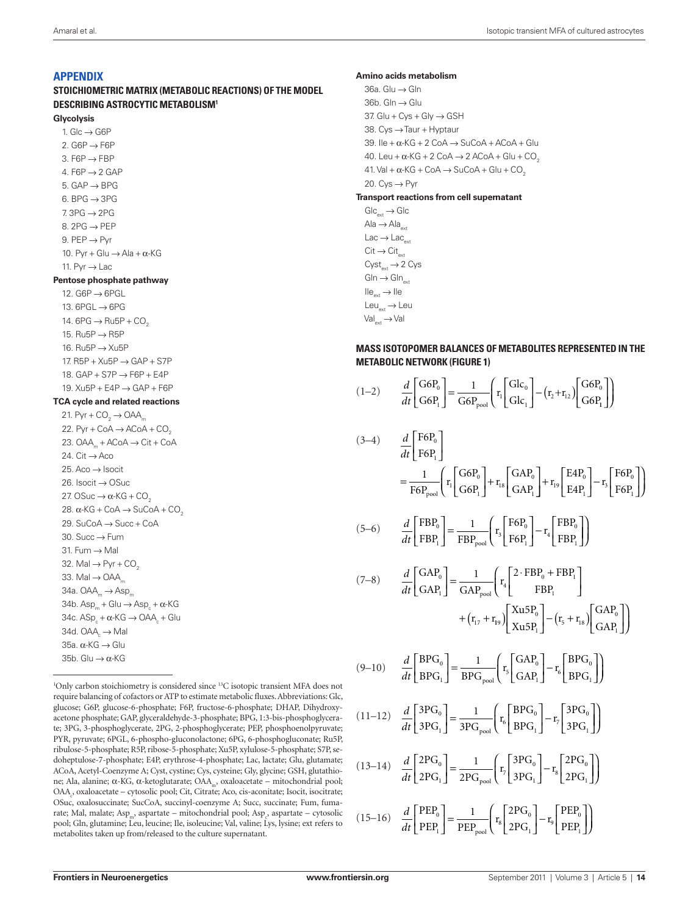## APPENDIX

### STOICHIOMETRIC MATRIX (METABOLIC REACTIONS) OF THE MODEL DESCRIBING ASTROCYTIC METABOLISM[1]

**Glycolysis**

1. Glc → G6P
2. G6P → F6P
3. F6P → FBP
4. F6P → 2 GAP
5. GAP → BPG
6. BPG → 3PG
7. 3PG → 2PG
8. 2PG → PEP
9. PEP → Pyr
10. Pyr + Glu → Ala + α-KG
11. Pyr → Lac

**Pentose phosphate pathway**

12. G6P → 6PGL
13. 6PGL → 6PG
14. 6PG → Ru5P + $CO_2$
15. Ru5P → R5P
16. Ru5P → Xu5P
17. R5P + Xu5P → GAP + S7P
18. GAP + S7P → F6P + E4P
19. Xu5P + E4P → GAP + F6P

**TCA cycle and related reactions**

21. Pyr + $CO_2$ → $OAA_m$
22. Pyr + CoA → ACoA + $CO_2$
23. $OAA_m$ + ACoA → Cit + CoA
24. Cit → Aco
25. Aco → Isocit
26. Isocit → OSuc
27. OSuc → α-KG + $CO_2$
28. α-KG + CoA → SuCoA + $CO_2$
29. SuCoA → Succ + CoA
30. Succ → Fum
31. Fum → Mal
32. Mal → Pyr + $CO_2$
33. Mal → $OAA_m$

34a. $OAA_m$ → $Asp_m$
34b. $Asp_m$ + Glu → $Asp_c$ + α-KG
34c. $ASp_c$ + α-KG → $OAA_c$ + Glu
34d. $OAA_c$ → Mal
35a. α-KG → Glu
35b. Glu → α-KG

[1]Only carbon stoichiometry is considered since $^{13}C$ isotopic transient MFA does not require balancing of cofactors or ATP to estimate metabolic fluxes. Abbreviations: Glc, glucose; G6P, glucose-6-phosphate; F6P, fructose-6-phosphate; DHAP, Dihydroxyacetone phosphate; GAP, glyceraldehyde-3-phosphate; BPG, 1:3-bis-phosphoglycerate; 3PG, 3-phosphoglycerate, 2PG, 2-phosphoglycerate; PEP, phosphoenolpyruvate; PYR, pyruvate; 6PGL, 6-phospho-gluconolactone; 6PG, 6-phosphogluconate; Ru5P, ribulose-5-phosphate; R5P, ribose-5-phosphate; Xu5P, xylulose-5-phosphate; S7P, sedoheptulose-7-phosphate; E4P, erythrose-4-phosphate; Lac, lactate; Glu, glutamate; ACoA, Acetyl-Coenzyme A; Cyst, cystine; Cys, cysteine; Gly, glycine; GSH, glutathione; Ala, alanine; α-KG, α-ketoglutarate; $OAA_m$, oxaloacetate – mitochondrial pool; $OAA_c$, oxaloacetate – cytosolic pool; Cit, Citrate; Aco, cis-aconitate; Isocit, isocitrate; OSuc, oxalosuccinate; SucCoA, succinyl-coenzyme A; Succ, succinate; Fum, fumarate; Mal, malate; $Asp_m$, aspartate – mitochondrial pool; $Asp_c$, aspartate – cytosolic pool; Gln, glutamine; Leu, leucine; Ile, isoleucine; Val, valine; Lys, lysine; ext refers to metabolites taken up from/released to the culture supernatant.

**Amino acids metabolism**

36a. Glu → Gln
36b. Gln → Glu
37. Glu + Cys + Gly → GSH
38. Cys → Taur + Hyptaur
39. Ile + α-KG + 2 CoA → SuCoA + ACoA + Glu
40. Leu + α-KG + 2 CoA → 2 ACoA + Glu + $CO_2$
41. Val + α-KG + CoA → SuCoA + Glu + $CO_2$
20. Cys → Pyr

**Transport reactions from cell supernatant**

$Glc_{ext}$ → Glc
Ala → $Ala_{ext}$
Lac → $Lac_{ext}$
Cit → $Cit_{ext}$
$Cyst_{ext}$ → 2 Cys
Gln → $Gln_{ext}$
$Ile_{ext}$ → Ile
$Leu_{ext}$ → Leu
$Val_{ext}$ → Val

### MASS ISOTOPOMER BALANCES OF METABOLITES REPRESENTED IN THE METABOLIC NETWORK (FIGURE 1)

$$(1\text{–}2)\quad \frac{d}{dt}\begin{bmatrix}\mathrm{G6P_0}\\ \mathrm{G6P_1}\end{bmatrix} = \frac{1}{\mathrm{G6P_{pool}}}\left(r_1\begin{bmatrix}\mathrm{Glc_0}\\ \mathrm{Glc_1}\end{bmatrix} - (r_2+r_{12})\begin{bmatrix}\mathrm{G6P_0}\\ \mathrm{G6P_1}\end{bmatrix}\right)$$

$$(3\text{–}4)\quad \frac{d}{dt}\begin{bmatrix}\mathrm{F6P_0}\\ \mathrm{F6P_1}\end{bmatrix} = \frac{1}{\mathrm{F6P_{pool}}}\left(r_1\begin{bmatrix}\mathrm{G6P_0}\\ \mathrm{G6P_1}\end{bmatrix} + r_{18}\begin{bmatrix}\mathrm{GAP_0}\\ \mathrm{GAP_1}\end{bmatrix} + r_{19}\begin{bmatrix}\mathrm{E4P_0}\\ \mathrm{E4P_1}\end{bmatrix} - r_3\begin{bmatrix}\mathrm{F6P_0}\\ \mathrm{F6P_1}\end{bmatrix}\right)$$

$$(5\text{–}6)\quad \frac{d}{dt}\begin{bmatrix}\mathrm{FBP_0}\\ \mathrm{FBP_1}\end{bmatrix} = \frac{1}{\mathrm{FBP_{pool}}}\left(r_3\begin{bmatrix}\mathrm{F6P_0}\\ \mathrm{F6P_1}\end{bmatrix} - r_4\begin{bmatrix}\mathrm{FBP_0}\\ \mathrm{FBP_1}\end{bmatrix}\right)$$

$$(7\text{–}8)\quad \frac{d}{dt}\begin{bmatrix}\mathrm{GAP_0}\\ \mathrm{GAP_1}\end{bmatrix} = \frac{1}{\mathrm{GAP_{pool}}}\left(r_4\begin{bmatrix}2\cdot\mathrm{FBP_0}+\mathrm{FBP_1}\\ \mathrm{FBP_1}\end{bmatrix} + (r_{17}+r_{19})\begin{bmatrix}\mathrm{Xu5P_0}\\ \mathrm{Xu5P_1}\end{bmatrix} - (r_5+r_{18})\begin{bmatrix}\mathrm{GAP_0}\\ \mathrm{GAP_1}\end{bmatrix}\right)$$

$$(9\text{–}10)\quad \frac{d}{dt}\begin{bmatrix}\mathrm{BPG_0}\\ \mathrm{BPG_1}\end{bmatrix} = \frac{1}{\mathrm{BPG_{pool}}}\left(r_5\begin{bmatrix}\mathrm{GAP_0}\\ \mathrm{GAP_1}\end{bmatrix} - r_6\begin{bmatrix}\mathrm{BPG_0}\\ \mathrm{BPG_1}\end{bmatrix}\right)$$

$$(11\text{–}12)\quad \frac{d}{dt}\begin{bmatrix}\mathrm{3PG_0}\\ \mathrm{3PG_1}\end{bmatrix} = \frac{1}{\mathrm{3PG_{pool}}}\left(r_6\begin{bmatrix}\mathrm{BPG_0}\\ \mathrm{BPG_1}\end{bmatrix} - r_7\begin{bmatrix}\mathrm{3PG_0}\\ \mathrm{3PG_1}\end{bmatrix}\right)$$

$$(13\text{–}14)\quad \frac{d}{dt}\begin{bmatrix}\mathrm{2PG_0}\\ \mathrm{2PG_1}\end{bmatrix} = \frac{1}{\mathrm{2PG_{pool}}}\left(r_7\begin{bmatrix}\mathrm{3PG_0}\\ \mathrm{3PG_1}\end{bmatrix} - r_8\begin{bmatrix}\mathrm{2PG_0}\\ \mathrm{2PG_1}\end{bmatrix}\right)$$

$$(15\text{–}16)\quad \frac{d}{dt}\begin{bmatrix}\mathrm{PEP_0}\\ \mathrm{PEP_1}\end{bmatrix} = \frac{1}{\mathrm{PEP_{pool}}}\left(r_8\begin{bmatrix}\mathrm{2PG_0}\\ \mathrm{2PG_1}\end{bmatrix} - r_9\begin{bmatrix}\mathrm{PEP_0}\\ \mathrm{PEP_1}\end{bmatrix}\right)$$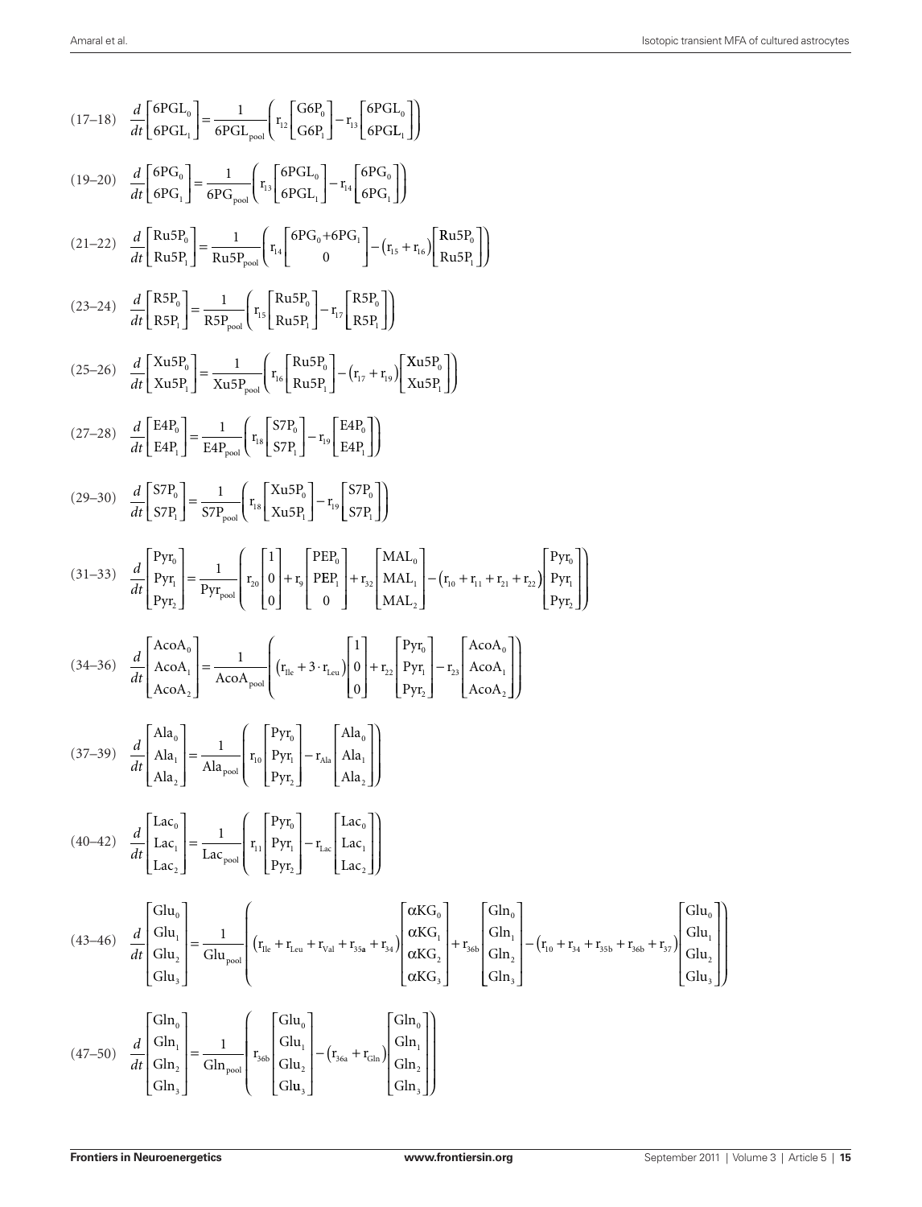$$(17\text{–}18)\quad \frac{d}{dt}\begin{bmatrix} 6PGL_0 \\ 6PGL_1 \end{bmatrix} = \frac{1}{6PGL_{pool}}\left( r_{12}\begin{bmatrix} G6P_0 \\ G6P_1 \end{bmatrix} - r_{13}\begin{bmatrix} 6PGL_0 \\ 6PGL_1 \end{bmatrix} \right)$$

$$(19\text{–}20)\quad \frac{d}{dt}\begin{bmatrix} 6PG_0 \\ 6PG_1 \end{bmatrix} = \frac{1}{6PG_{pool}}\left( r_{13}\begin{bmatrix} 6PGL_0 \\ 6PGL_1 \end{bmatrix} - r_{14}\begin{bmatrix} 6PG_0 \\ 6PG_1 \end{bmatrix} \right)$$

$$(21\text{–}22)\quad \frac{d}{dt}\begin{bmatrix} Ru5P_0 \\ Ru5P_1 \end{bmatrix} = \frac{1}{Ru5P_{pool}}\left( r_{14}\begin{bmatrix} 6PG_0 + 6PG_1 \\ 0 \end{bmatrix} - \left(r_{15} + r_{16}\right)\begin{bmatrix} Ru5P_0 \\ Ru5P_1 \end{bmatrix} \right)$$

$$(23\text{–}24)\quad \frac{d}{dt}\begin{bmatrix} R5P_0 \\ R5P_1 \end{bmatrix} = \frac{1}{R5P_{pool}}\left( r_{15}\begin{bmatrix} Ru5P_0 \\ Ru5P_1 \end{bmatrix} - r_{17}\begin{bmatrix} R5P_0 \\ R5P_1 \end{bmatrix} \right)$$

$$(25\text{–}26)\quad \frac{d}{dt}\begin{bmatrix} Xu5P_0 \\ Xu5P_1 \end{bmatrix} = \frac{1}{Xu5P_{pool}}\left( r_{16}\begin{bmatrix} Ru5P_0 \\ Ru5P_1 \end{bmatrix} - \left(r_{17} + r_{19}\right)\begin{bmatrix} Xu5P_0 \\ Xu5P_1 \end{bmatrix} \right)$$

$$(27\text{–}28)\quad \frac{d}{dt}\begin{bmatrix} E4P_0 \\ E4P_1 \end{bmatrix} = \frac{1}{E4P_{pool}}\left( r_{18}\begin{bmatrix} S7P_0 \\ S7P_1 \end{bmatrix} - r_{19}\begin{bmatrix} E4P_0 \\ E4P_1 \end{bmatrix} \right)$$

$$(29\text{–}30)\quad \frac{d}{dt}\begin{bmatrix} S7P_0 \\ S7P_1 \end{bmatrix} = \frac{1}{S7P_{pool}}\left( r_{18}\begin{bmatrix} Xu5P_0 \\ Xu5P_1 \end{bmatrix} - r_{19}\begin{bmatrix} S7P_0 \\ S7P_1 \end{bmatrix} \right)$$

$$(31\text{–}33)\quad \frac{d}{dt}\begin{bmatrix} Pyr_0 \\ Pyr_1 \\ Pyr_2 \end{bmatrix} = \frac{1}{Pyr_{pool}}\left( r_{20}\begin{bmatrix} 1 \\ 0 \\ 0 \end{bmatrix} + r_{9}\begin{bmatrix} PEP_0 \\ PEP_1 \\ 0 \end{bmatrix} + r_{32}\begin{bmatrix} MAL_0 \\ MAL_1 \\ MAL_2 \end{bmatrix} - \left(r_{10} + r_{11} + r_{21} + r_{22}\right)\begin{bmatrix} Pyr_0 \\ Pyr_1 \\ Pyr_2 \end{bmatrix} \right)$$

$$(34\text{–}36)\quad \frac{d}{dt}\begin{bmatrix} AcoA_0 \\ AcoA_1 \\ AcoA_2 \end{bmatrix} = \frac{1}{AcoA_{pool}}\left( \left(r_{Ile} + 3\cdot r_{Leu}\right)\begin{bmatrix} 1 \\ 0 \\ 0 \end{bmatrix} + r_{22}\begin{bmatrix} Pyr_0 \\ Pyr_1 \\ Pyr_2 \end{bmatrix} - r_{23}\begin{bmatrix} AcoA_0 \\ AcoA_1 \\ AcoA_2 \end{bmatrix} \right)$$

$$(37\text{–}39)\quad \frac{d}{dt}\begin{bmatrix} Ala_0 \\ Ala_1 \\ Ala_2 \end{bmatrix} = \frac{1}{Ala_{pool}}\left( r_{10}\begin{bmatrix} Pyr_0 \\ Pyr_1 \\ Pyr_2 \end{bmatrix} - r_{Ala}\begin{bmatrix} Ala_0 \\ Ala_1 \\ Ala_2 \end{bmatrix} \right)$$

$$(40\text{–}42)\quad \frac{d}{dt}\begin{bmatrix} Lac_0 \\ Lac_1 \\ Lac_2 \end{bmatrix} = \frac{1}{Lac_{pool}}\left( r_{11}\begin{bmatrix} Pyr_0 \\ Pyr_1 \\ Pyr_2 \end{bmatrix} - r_{Lac}\begin{bmatrix} Lac_0 \\ Lac_1 \\ Lac_2 \end{bmatrix} \right)$$

$$(43\text{–}46)\quad \frac{d}{dt}\begin{bmatrix} Glu_0 \\ Glu_1 \\ Glu_2 \\ Glu_3 \end{bmatrix} = \frac{1}{Glu_{pool}}\left( \left(r_{Ile} + r_{Leu} + r_{Val} + r_{35a} + r_{34}\right)\begin{bmatrix} \alpha KG_0 \\ \alpha KG_1 \\ \alpha KG_2 \\ \alpha KG_3 \end{bmatrix} + r_{36b}\begin{bmatrix} Gln_0 \\ Gln_1 \\ Gln_2 \\ Gln_3 \end{bmatrix} - \left(r_{10} + r_{34} + r_{35b} + r_{36b} + r_{37}\right)\begin{bmatrix} Glu_0 \\ Glu_1 \\ Glu_2 \\ Glu_3 \end{bmatrix} \right)$$

$$(47\text{–}50)\quad \frac{d}{dt}\begin{bmatrix} Gln_0 \\ Gln_1 \\ Gln_2 \\ Gln_3 \end{bmatrix} = \frac{1}{Gln_{pool}}\left( r_{36b}\begin{bmatrix} Glu_0 \\ Glu_1 \\ Glu_2 \\ Glu_3 \end{bmatrix} - \left(r_{36a} + r_{Gln}\right)\begin{bmatrix} Gln_0 \\ Gln_1 \\ Gln_2 \\ Gln_3 \end{bmatrix} \right)$$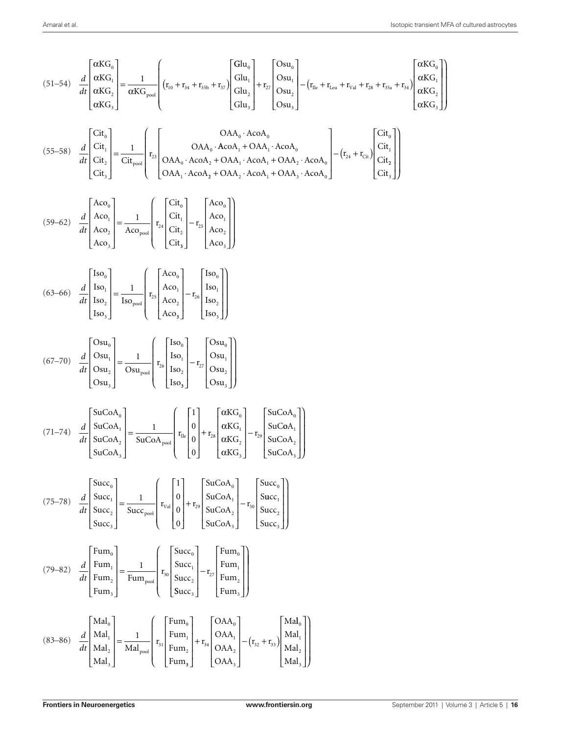$$
(51\text{–}54)\quad \frac{d}{dt}\begin{bmatrix}\alpha\mathrm{KG}_0\\ \alpha\mathrm{KG}_1\\ \alpha\mathrm{KG}_2\\ \alpha\mathrm{KG}_3\end{bmatrix}=\frac{1}{\alpha\mathrm{KG}_{\mathrm{pool}}}\left(\left(\mathrm{r}_{10}+\mathrm{r}_{34}+\mathrm{r}_{35\mathrm{b}}+\mathrm{r}_{37}\right)\begin{bmatrix}\mathrm{Glu}_0\\ \mathrm{Glu}_1\\ \mathrm{Glu}_2\\ \mathrm{Glu}_3\end{bmatrix}+\mathrm{r}_{27}\begin{bmatrix}\mathrm{Osu}_0\\ \mathrm{Osu}_1\\ \mathrm{Osu}_2\\ \mathrm{Osu}_3\end{bmatrix}-\left(\mathrm{r}_{\mathrm{Ile}}+\mathrm{r}_{\mathrm{Leu}}+\mathrm{r}_{\mathrm{Val}}+\mathrm{r}_{28}+\mathrm{r}_{35\mathrm{a}}+\mathrm{r}_{34}\right)\begin{bmatrix}\alpha\mathrm{KG}_0\\ \alpha\mathrm{KG}_1\\ \alpha\mathrm{KG}_2\\ \alpha\mathrm{KG}_3\end{bmatrix}\right)
$$

$$
(55\text{–}58)\quad \frac{d}{dt}\begin{bmatrix}\mathrm{Cit}_0\\ \mathrm{Cit}_1\\ \mathrm{Cit}_2\\ \mathrm{Cit}_3\end{bmatrix}=\frac{1}{\mathrm{Cit}_{\mathrm{pool}}}\left(\mathrm{r}_{23}\begin{bmatrix}\mathrm{OAA}_0\cdot\mathrm{AcoA}_0\\ \mathrm{OAA}_0\cdot\mathrm{AcoA}_1+\mathrm{OAA}_1\cdot\mathrm{AcoA}_0\\ \mathrm{OAA}_0\cdot\mathrm{AcoA}_2+\mathrm{OAA}_1\cdot\mathrm{AcoA}_1+\mathrm{OAA}_2\cdot\mathrm{AcoA}_0\\ \mathrm{OAA}_1\cdot\mathrm{AcoA}_2+\mathrm{OAA}_2\cdot\mathrm{AcoA}_1+\mathrm{OAA}_3\cdot\mathrm{AcoA}_0\end{bmatrix}-\left(\mathrm{r}_{24}+\mathrm{r}_{\mathrm{Cit}}\right)\begin{bmatrix}\mathrm{Cit}_0\\ \mathrm{Cit}_1\\ \mathrm{Cit}_2\\ \mathrm{Cit}_3\end{bmatrix}\right)
$$

$$
(59\text{–}62)\quad \frac{d}{dt}\begin{bmatrix}\mathrm{Aco}_0\\ \mathrm{Aco}_1\\ \mathrm{Aco}_2\\ \mathrm{Aco}_3\end{bmatrix}=\frac{1}{\mathrm{Aco}_{\mathrm{pool}}}\left(\mathrm{r}_{24}\begin{bmatrix}\mathrm{Cit}_0\\ \mathrm{Cit}_1\\ \mathrm{Cit}_2\\ \mathrm{Cit}_3\end{bmatrix}-\mathrm{r}_{25}\begin{bmatrix}\mathrm{Aco}_0\\ \mathrm{Aco}_1\\ \mathrm{Aco}_2\\ \mathrm{Aco}_3\end{bmatrix}\right)
$$

$$
(63\text{–}66)\quad \frac{d}{dt}\begin{bmatrix}\mathrm{Iso}_0\\ \mathrm{Iso}_1\\ \mathrm{Iso}_2\\ \mathrm{Iso}_3\end{bmatrix}=\frac{1}{\mathrm{Iso}_{\mathrm{pool}}}\left(\mathrm{r}_{25}\begin{bmatrix}\mathrm{Aco}_0\\ \mathrm{Aco}_1\\ \mathrm{Aco}_2\\ \mathrm{Aco}_3\end{bmatrix}-\mathrm{r}_{26}\begin{bmatrix}\mathrm{Iso}_0\\ \mathrm{Iso}_1\\ \mathrm{Iso}_2\\ \mathrm{Iso}_3\end{bmatrix}\right)
$$

$$
(67\text{–}70)\quad \frac{d}{dt}\begin{bmatrix}\mathrm{Osu}_0\\ \mathrm{Osu}_1\\ \mathrm{Osu}_2\\ \mathrm{Osu}_3\end{bmatrix}=\frac{1}{\mathrm{Osu}_{\mathrm{pool}}}\left(\mathrm{r}_{26}\begin{bmatrix}\mathrm{Iso}_0\\ \mathrm{Iso}_1\\ \mathrm{Iso}_2\\ \mathrm{Iso}_3\end{bmatrix}-\mathrm{r}_{27}\begin{bmatrix}\mathrm{Osu}_0\\ \mathrm{Osu}_1\\ \mathrm{Osu}_2\\ \mathrm{Osu}_3\end{bmatrix}\right)
$$

$$
(71\text{–}74)\quad \frac{d}{dt}\begin{bmatrix}\mathrm{SuCoA}_0\\ \mathrm{SuCoA}_1\\ \mathrm{SuCoA}_2\\ \mathrm{SuCoA}_3\end{bmatrix}=\frac{1}{\mathrm{SuCoA}_{\mathrm{pool}}}\left(\mathrm{r}_{\mathrm{Ile}}\begin{bmatrix}1\\0\\0\\0\end{bmatrix}+\mathrm{r}_{28}\begin{bmatrix}\alpha\mathrm{KG}_0\\ \alpha\mathrm{KG}_1\\ \alpha\mathrm{KG}_2\\ \alpha\mathrm{KG}_3\end{bmatrix}-\mathrm{r}_{29}\begin{bmatrix}\mathrm{SuCoA}_0\\ \mathrm{SuCoA}_1\\ \mathrm{SuCoA}_2\\ \mathrm{SuCoA}_3\end{bmatrix}\right)
$$

$$
(75\text{–}78)\quad \frac{d}{dt}\begin{bmatrix}\mathrm{Succ}_0\\ \mathrm{Succ}_1\\ \mathrm{Succ}_2\\ \mathrm{Succ}_3\end{bmatrix}=\frac{1}{\mathrm{Succ}_{\mathrm{pool}}}\left(\mathrm{r}_{\mathrm{Val}}\begin{bmatrix}1\\0\\0\\0\end{bmatrix}+\mathrm{r}_{29}\begin{bmatrix}\mathrm{SuCoA}_0\\ \mathrm{SuCoA}_1\\ \mathrm{SuCoA}_2\\ \mathrm{SuCoA}_3\end{bmatrix}-\mathrm{r}_{30}\begin{bmatrix}\mathrm{Succ}_0\\ \mathrm{Succ}_1\\ \mathrm{Succ}_2\\ \mathrm{Succ}_3\end{bmatrix}\right)
$$

$$
(79\text{–}82)\quad \frac{d}{dt}\begin{bmatrix}\mathrm{Fum}_0\\ \mathrm{Fum}_1\\ \mathrm{Fum}_2\\ \mathrm{Fum}_3\end{bmatrix}=\frac{1}{\mathrm{Fum}_{\mathrm{pool}}}\left(\mathrm{r}_{30}\begin{bmatrix}\mathrm{Succ}_0\\ \mathrm{Succ}_1\\ \mathrm{Succ}_2\\ \mathrm{Succ}_3\end{bmatrix}-\mathrm{r}_{27}\begin{bmatrix}\mathrm{Fum}_0\\ \mathrm{Fum}_1\\ \mathrm{Fum}_2\\ \mathrm{Fum}_3\end{bmatrix}\right)
$$

$$
(83\text{–}86)\quad \frac{d}{dt}\begin{bmatrix}\mathrm{Mal}_0\\ \mathrm{Mal}_1\\ \mathrm{Mal}_2\\ \mathrm{Mal}_3\end{bmatrix}=\frac{1}{\mathrm{Mal}_{\mathrm{pool}}}\left(\mathrm{r}_{31}\begin{bmatrix}\mathrm{Fum}_0\\ \mathrm{Fum}_1\\ \mathrm{Fum}_2\\ \mathrm{Fum}_3\end{bmatrix}+\mathrm{r}_{34}\begin{bmatrix}\mathrm{OAA}_0\\ \mathrm{OAA}_1\\ \mathrm{OAA}_2\\ \mathrm{OAA}_3\end{bmatrix}-\left(\mathrm{r}_{32}+\mathrm{r}_{33}\right)\begin{bmatrix}\mathrm{Mal}_0\\ \mathrm{Mal}_1\\ \mathrm{Mal}_2\\ \mathrm{Mal}_3\end{bmatrix}\right)
$$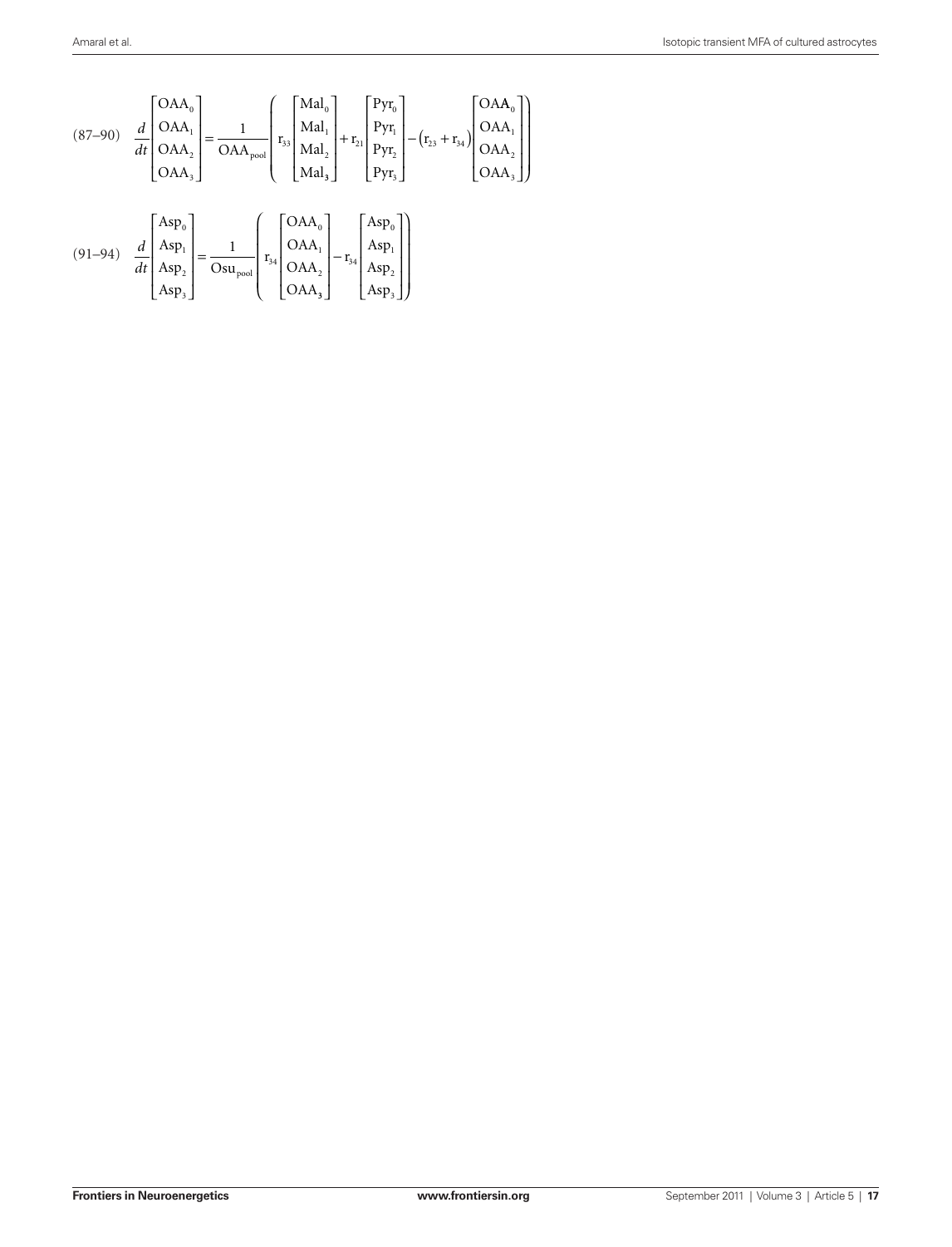$$(87\text{–}90)\quad \frac{d}{dt}\begin{bmatrix}\mathrm{OAA}_0\\ \mathrm{OAA}_1\\ \mathrm{OAA}_2\\ \mathrm{OAA}_3\end{bmatrix}=\frac{1}{\mathrm{OAA}_{\mathrm{pool}}}\left(\mathrm{r}_{33}\begin{bmatrix}\mathrm{Mal}_0\\ \mathrm{Mal}_1\\ \mathrm{Mal}_2\\ \mathrm{Mal}_3\end{bmatrix}+\mathrm{r}_{21}\begin{bmatrix}\mathrm{Pyr}_0\\ \mathrm{Pyr}_1\\ \mathrm{Pyr}_2\\ \mathrm{Pyr}_3\end{bmatrix}-\left(\mathrm{r}_{23}+\mathrm{r}_{34}\right)\begin{bmatrix}\mathrm{OAA}_0\\ \mathrm{OAA}_1\\ \mathrm{OAA}_2\\ \mathrm{OAA}_3\end{bmatrix}\right)$$

$$(91\text{–}94)\quad \frac{d}{dt}\begin{bmatrix}\mathrm{Asp}_0\\ \mathrm{Asp}_1\\ \mathrm{Asp}_2\\ \mathrm{Asp}_3\end{bmatrix}=\frac{1}{\mathrm{Osu}_{\mathrm{pool}}}\left(\mathrm{r}_{34}\begin{bmatrix}\mathrm{OAA}_0\\ \mathrm{OAA}_1\\ \mathrm{OAA}_2\\ \mathrm{OAA}_3\end{bmatrix}-\mathrm{r}_{34}\begin{bmatrix}\mathrm{Asp}_0\\ \mathrm{Asp}_1\\ \mathrm{Asp}_2\\ \mathrm{Asp}_3\end{bmatrix}\right)$$